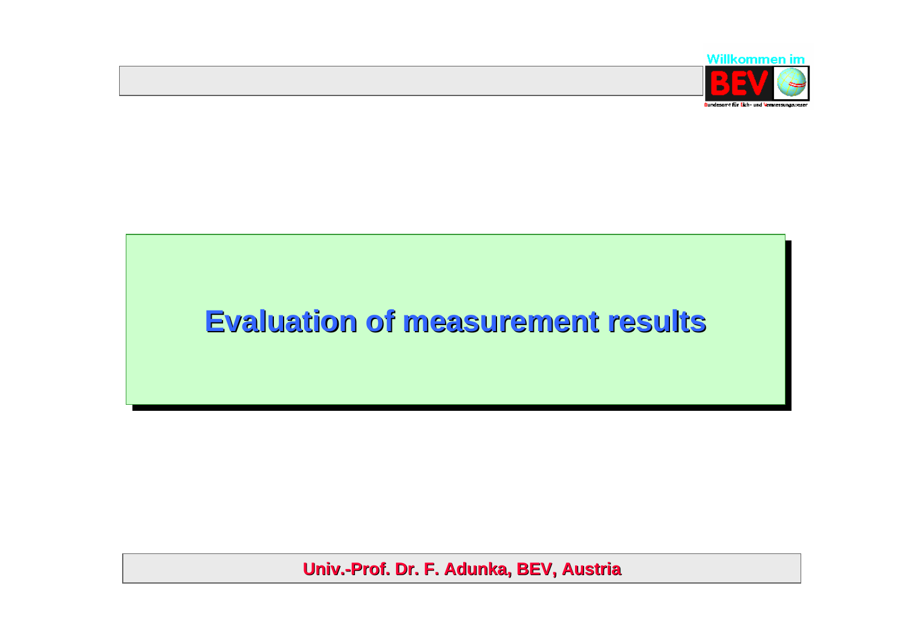Willkommen im BEV

Bundesamt für Eich- und Vermessungswesen

# Evaluation of measurement results

**Univ.-Prof. Dr. F. Adunka, BEV, Austria**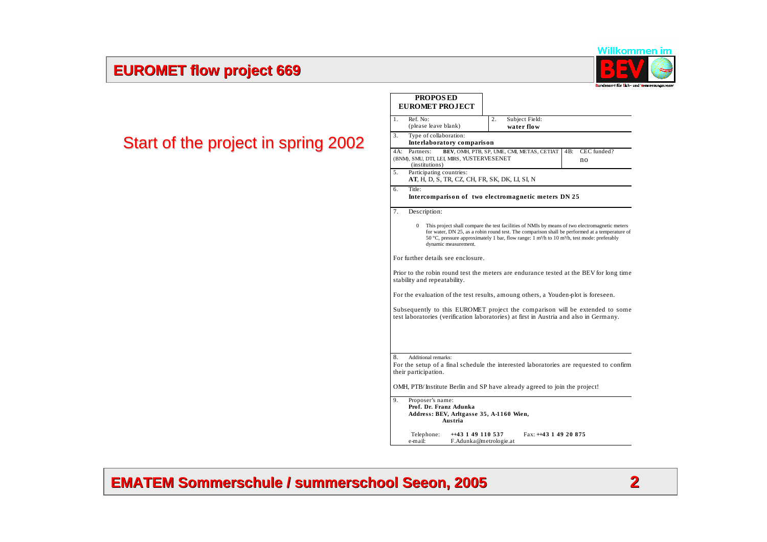# EUROMET flow project 669

Start of the project in spring 2002

**PROPOSED EUROMET PROJECT**

| | |
|---|---|
| 1. Ref. No: (please leave blank) | 2. Subject Field: **water flow** |
| 3. Type of collaboration: **Interlaboratory comparison** | |
| 4A: Partners: (institutions) **BEV**, OMH, PTB, SP, UME, CMI, METAS, CETIAT (BNM), SMU, DTI, LEI, MIRS, YUSTERVESENET | 4B: CEC funded? no |
| 5. Participating countries: **AT**, H, D, S, TR, CZ, CH, FR, SK, DK, LI, SI, N | |
| 6. Title: **Intercomparison of two electromagnetic meters DN 25** | |

7. Description:

- This project shall compare the test facilities of NMIs by means of two electromagnetic meters for water, DN 25, as a robin round test. The comparison shall be performed at a temperature of 50 °C, pressure approximately 1 bar, flow range: 1 m³/h to 10 m³/h, test mode: preferably dynamic measurement.

For further details see enclosure.

Prior to the robin round test the meters are endurance tested at the BEV for long time stability and repeatability.

For the evaluation of the test results, amoung others, a Youden-plot is foreseen.

Subsequently to this EUROMET project the comparison will be extended to some test laboratories (verification laboratories) at first in Austria and also in Germany.

8. Additional remarks:

For the setup of a final schedule the interested laboratories are requested to confirm their participation.

OMH, PTB/Institute Berlin and SP have already agreed to join the project!

9. Proposer's name:
**Prof. Dr. Franz Adunka**
**Address: BEV, Arltgasse 35, A-1160 Wien, Austria**

Telephone: **++43 1 49 110 537** Fax: **++43 1 49 20 875**
e-mail: F.Adunka@metrologie.at

**EMATEM Sommerschule / summerschool Seeon, 2005**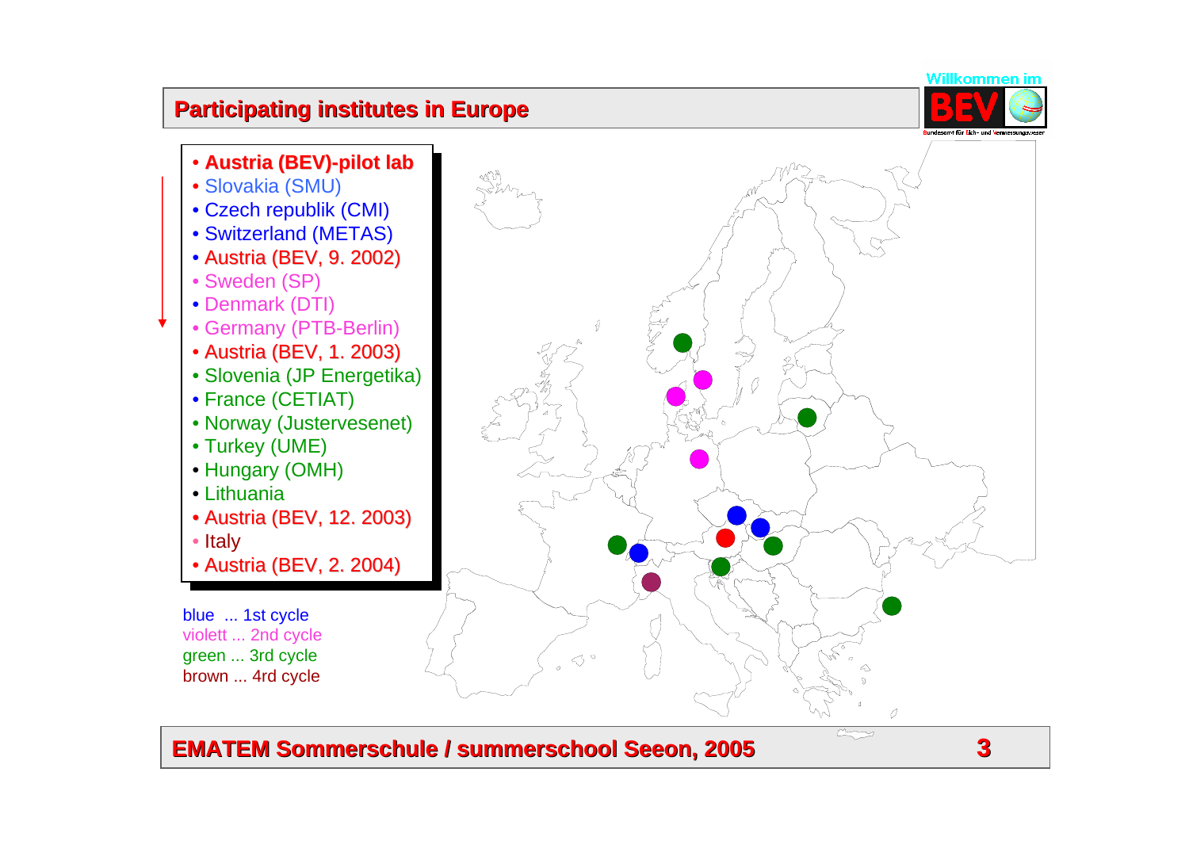## Participating institutes in Europe

- **Austria (BEV)-pilot lab**
- Slovakia (SMU)
- Czech republik (CMI)
- Switzerland (METAS)
- Austria (BEV, 9. 2002)
- Sweden (SP)
- Denmark (DTI)
- Germany (PTB-Berlin)
- Austria (BEV, 1. 2003)
- Slovenia (JP Energetika)
- France (CETIAT)
- Norway (Justervesenet)
- Turkey (UME)
- Hungary (OMH)
- Lithuania
- Austria (BEV, 12. 2003)
- Italy
- Austria (BEV, 2. 2004)

blue ... 1st cycle
violett ... 2nd cycle
green ... 3rd cycle
brown ... 4rd cycle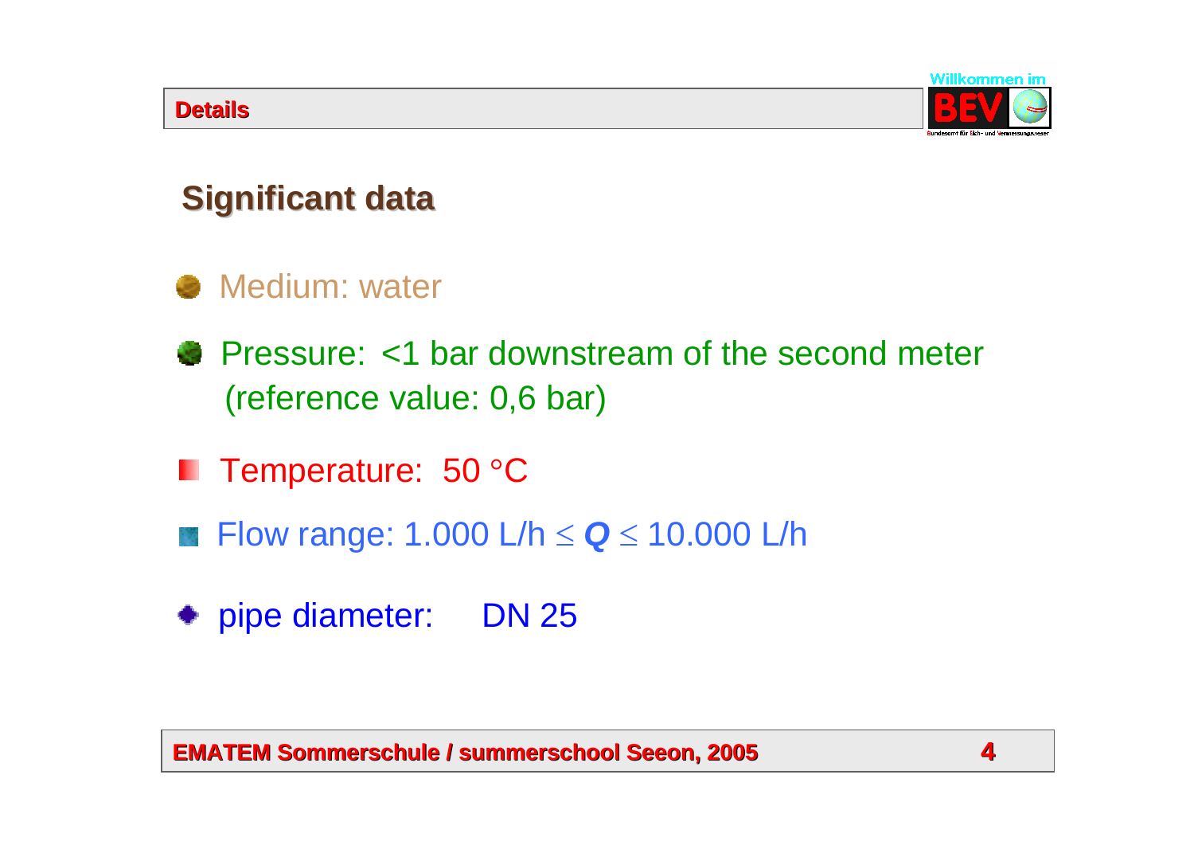## Details

# Significant data

- Medium: water
- Pressure: <1 bar downstream of the second meter (reference value: 0,6 bar)
- Temperature: 50 °C
- Flow range: 1.000 L/h $\leq$ ***Q*** $\leq$ 10.000 L/h
- pipe diameter: DN 25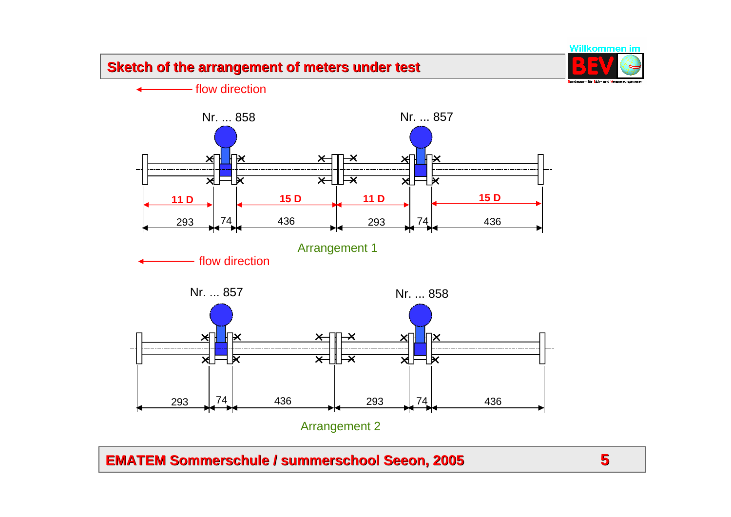# Sketch of the arrangement of meters under test

flow direction

Nr. ... 858 Nr. ... 857

11 D 15 D 11 D 15 D

293 74 436 293 74 436

Arrangement 1

flow direction

Nr. ... 857 Nr. ... 858

293 74 436 293 74 436

Arrangement 2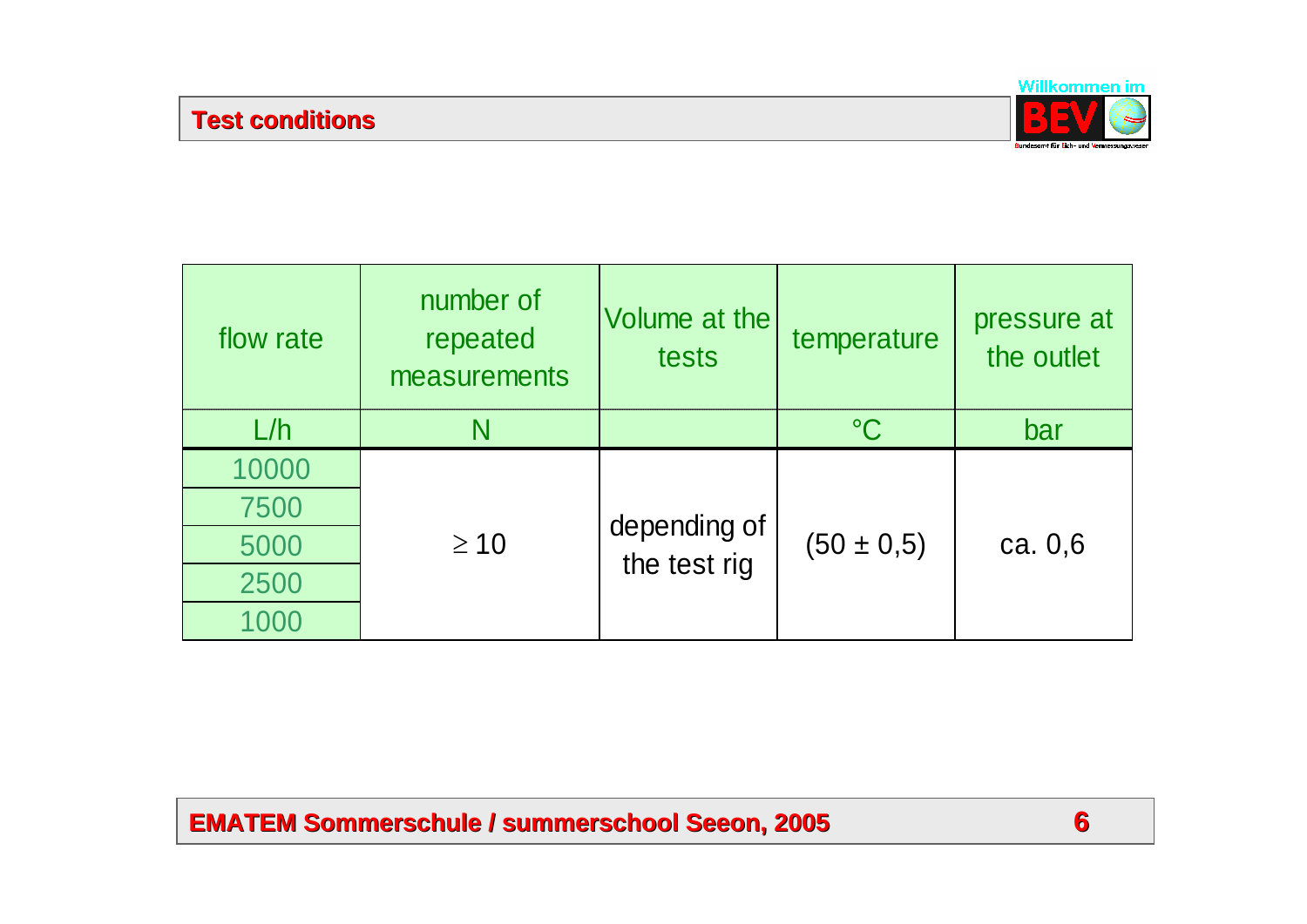## Test conditions

| flow rate | number of repeated measurements | Volume at the tests | temperature | pressure at the outlet |
|---|---|---|---|---|
| L/h | N | | °C | bar |
| 10000 | $\geq 10$ | depending of the test rig | $(50 \pm 0{,}5)$ | ca. 0,6 |
| 7500 | | | | |
| 5000 | | | | |
| 2500 | | | | |
| 1000 | | | | |

EMATEM Sommerschule / summerschool Seeon, 2005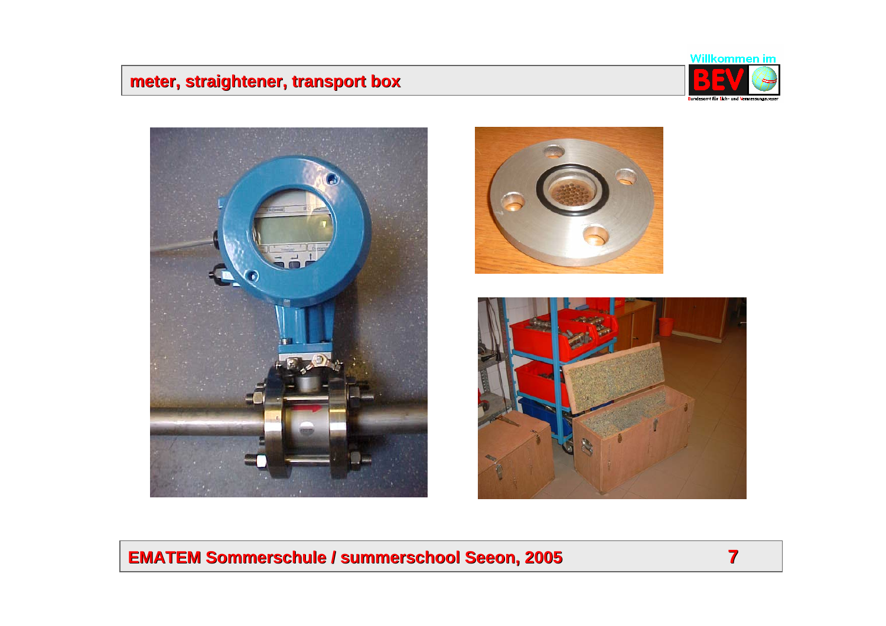# meter, straightener, transport box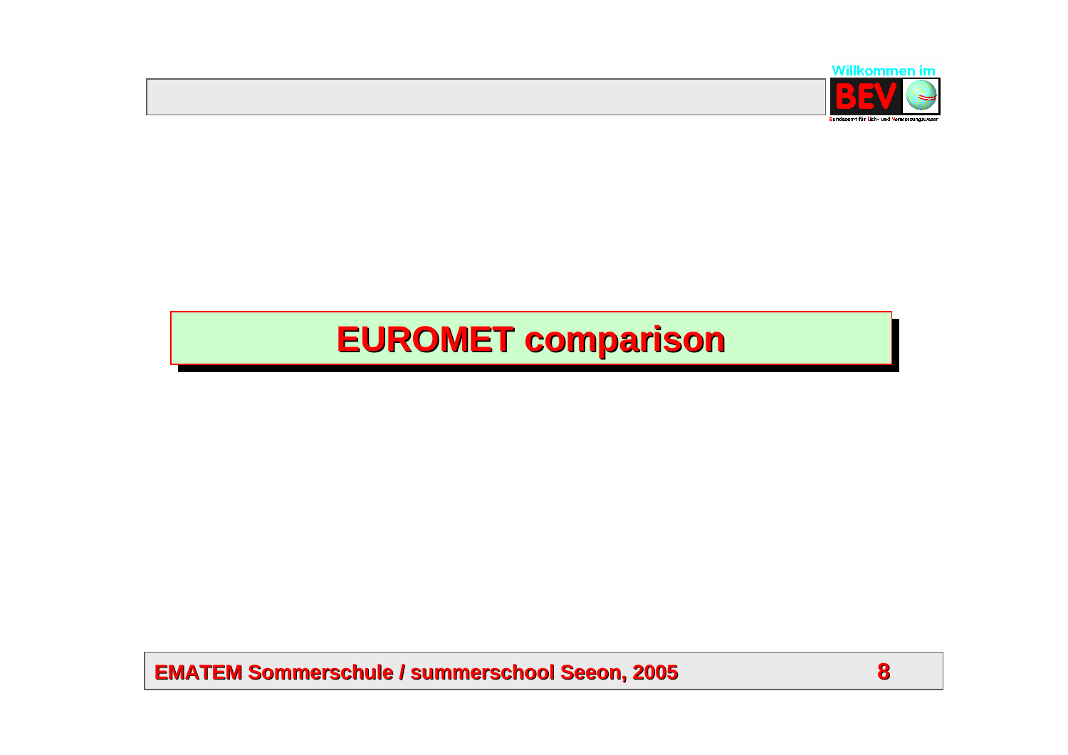# EUROMET comparison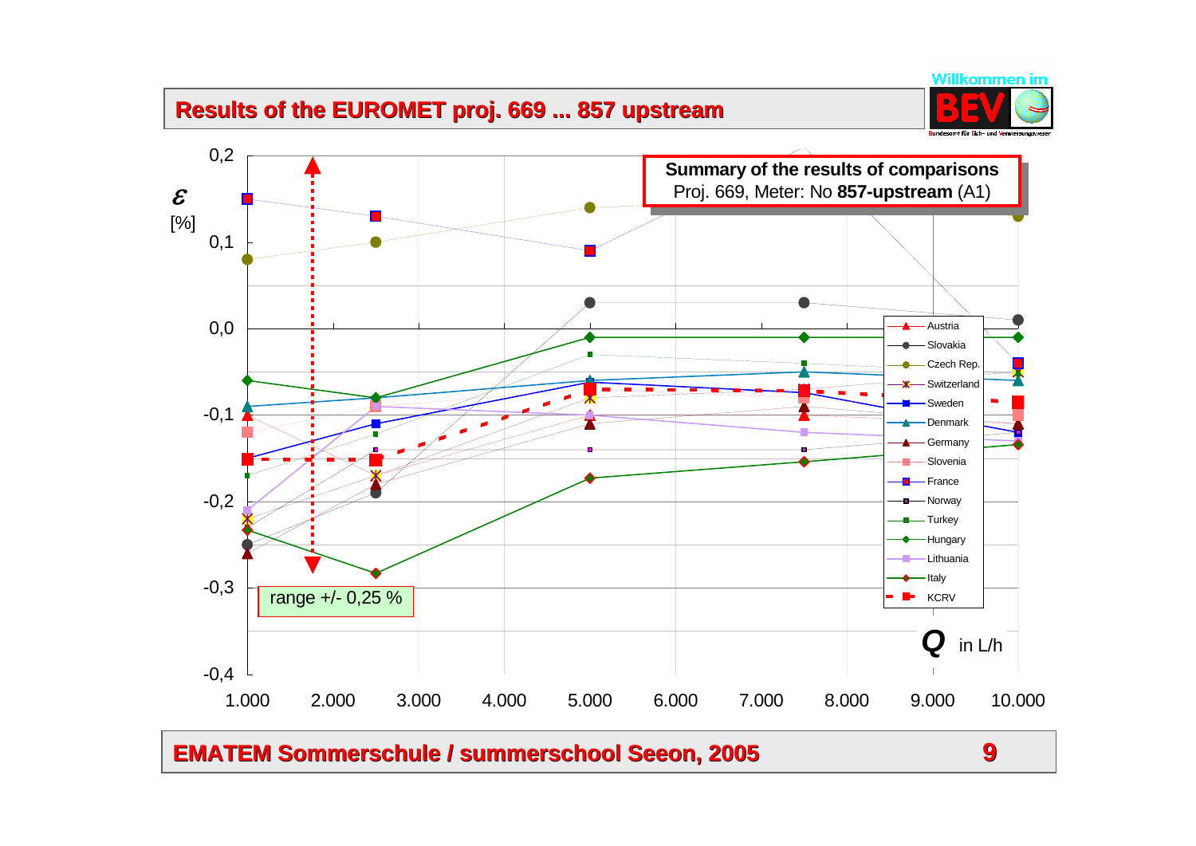# Results of the EUROMET proj. 669 ... 857 upstream

**Summary of the results of comparisons**
Proj. 669, Meter: No **857-upstream** (A1)

$\varepsilon$ [%]

range +/- 0,25 %

$Q$ in L/h

Austria, Slovakia, Czech Rep., Switzerland, Sweden, Denmark, Germany, Slovenia, France, Norway, Turkey, Hungary, Lithuania, Italy, KCRV

**EMATEM Sommerschule / summerschool Seeon, 2005**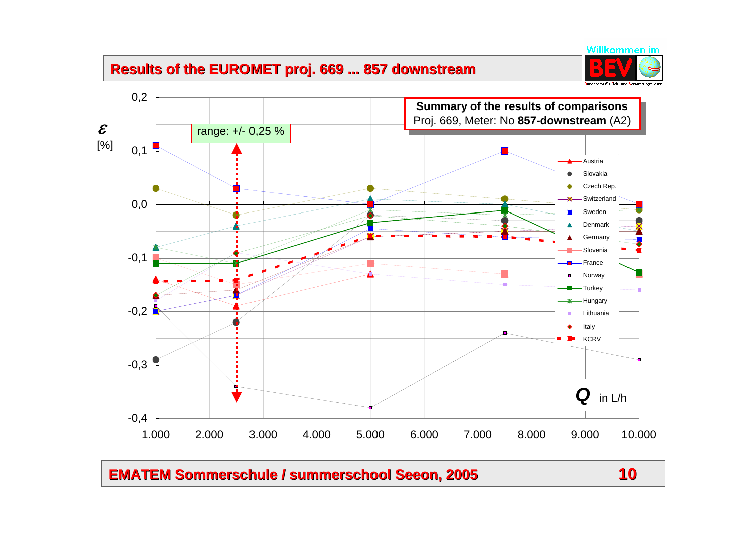## Results of the EUROMET proj. 669 ... 857 downstream

**Summary of the results of comparisons**
Proj. 669, Meter: No **857-downstream** (A2)

range: +/- 0,25 %

$\varepsilon$ [%]

Legend: Austria, Slovakia, Czech Rep., Switzerland, Sweden, Denmark, Germany, Slovenia, France, Norway, Turkey, Hungary, Lithuania, Italy, KCRV

$Q$ in L/h

EMATEM Sommerschule / summerschool Seeon, 2005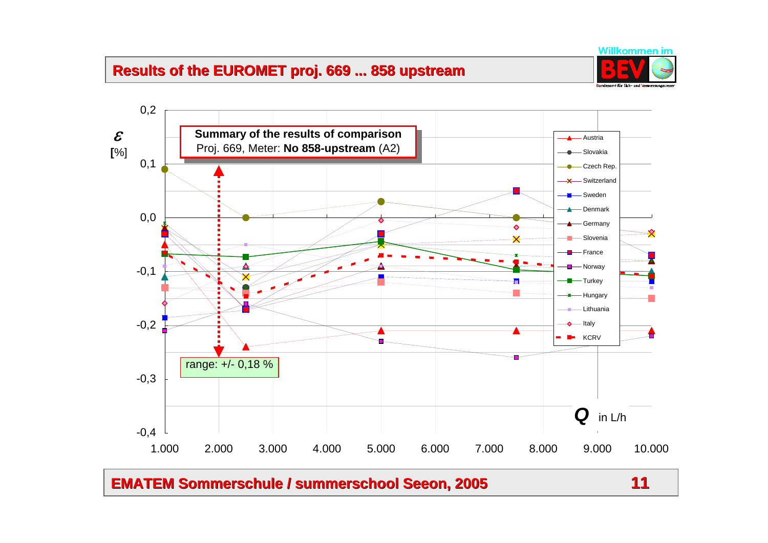# Results of the EUROMET proj. 669 ... 858 upstream

**Summary of the results of comparison**
Proj. 669, Meter: **No 858-upstream** (A2)

$\varepsilon$ [%]

range: +/- 0,18 %

$Q$ in L/h

Legend: Austria, Slovakia, Czech Rep., Switzerland, Sweden, Denmark, Germany, Slovenia, France, Norway, Turkey, Hungary, Lithuania, Italy, KCRV

Y-axis: 0,2; 0,1; 0,0; -0,1; -0,2; -0,3; -0,4

X-axis: 1.000; 2.000; 3.000; 4.000; 5.000; 6.000; 7.000; 8.000; 9.000; 10.000

EMATEM Sommerschule / summerschool Seeon, 2005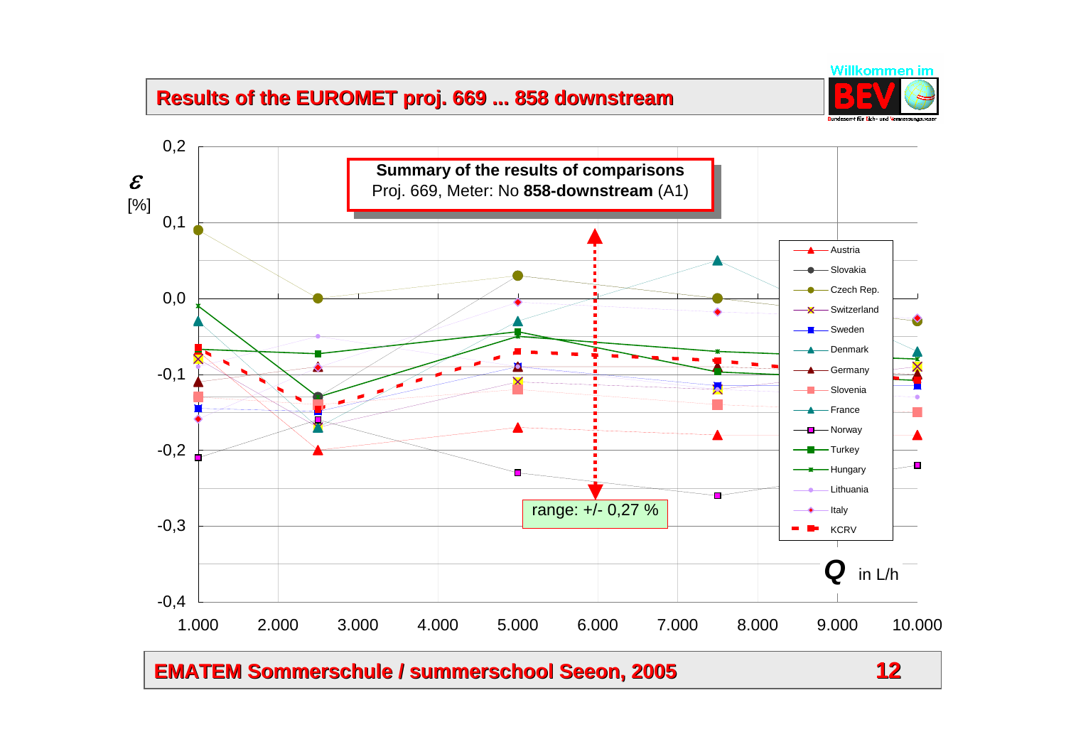# Results of the EUROMET proj. 669 ... 858 downstream

**Summary of the results of comparisons**
Proj. 669, Meter: No **858-downstream** (A1)

$\varepsilon$ [%]

range: +/- 0,27 %

$Q$ in L/h

Legend: Austria, Slovakia, Czech Rep., Switzerland, Sweden, Denmark, Germany, Slovenia, France, Norway, Turkey, Hungary, Lithuania, Italy, KCRV

EMATEM Sommerschule / summerschool Seeon, 2005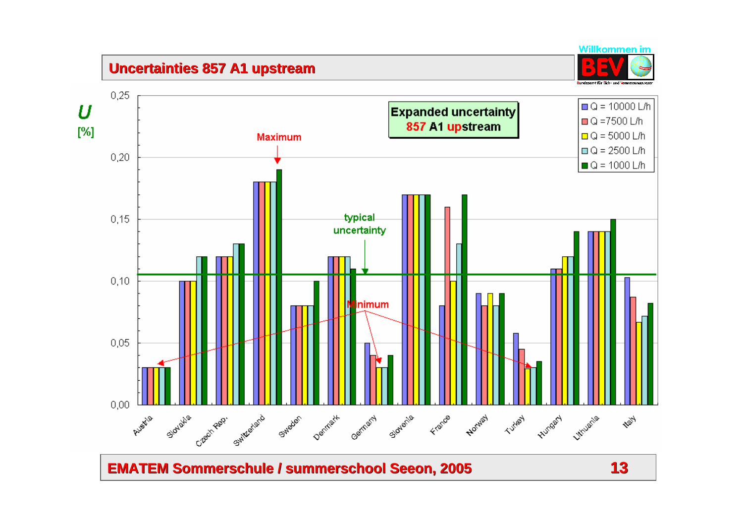# Uncertainties 857 A1 upstream

**Expanded uncertainty 857 A1 upstream**

$U$ [%]

| Country | Q = 10000 L/h | Q = 7500 L/h | Q = 5000 L/h | Q = 2500 L/h | Q = 1000 L/h |
|---|---|---|---|---|---|
| Austria | 0,03 | 0,03 | 0,03 | 0,03 | 0,03 |
| Slovakia | 0,10 | 0,10 | 0,10 | 0,12 | 0,12 |
| Czech Rep. | 0,12 | 0,12 | 0,12 | 0,13 | 0,13 |
| Switzerland | 0,18 | 0,18 | 0,18 | 0,18 | 0,19 |
| Sweden | 0,08 | 0,08 | 0,08 | 0,08 | 0,10 |
| Denmark | 0,12 | 0,12 | 0,12 | 0,12 | 0,11 |
| Germany | 0,05 | 0,04 | 0,03 | 0,03 | 0,04 |
| Slovenia | 0,17 | 0,17 | 0,17 | 0,17 | 0,17 |
| France | 0,08 | 0,16 | 0,10 | 0,13 | 0,17 |
| Norway | 0,09 | 0,08 | 0,09 | 0,08 | 0,09 |
| Turkey | 0,058 | 0,045 | 0,029 | 0,030 | 0,035 |
| Hungary | 0,11 | 0,11 | 0,12 | 0,12 | 0,14 |
| Lithuania | 0,14 | 0,14 | 0,14 | 0,14 | 0,15 |
| Italy | 0,103 | 0,087 | 0,067 | 0,072 | 0,082 |

Maximum: Switzerland. Minimum: Austria, Germany, Turkey. Typical uncertainty: approx. 0,105 %.

EMATEM Sommerschule / summerschool Seeon, 2005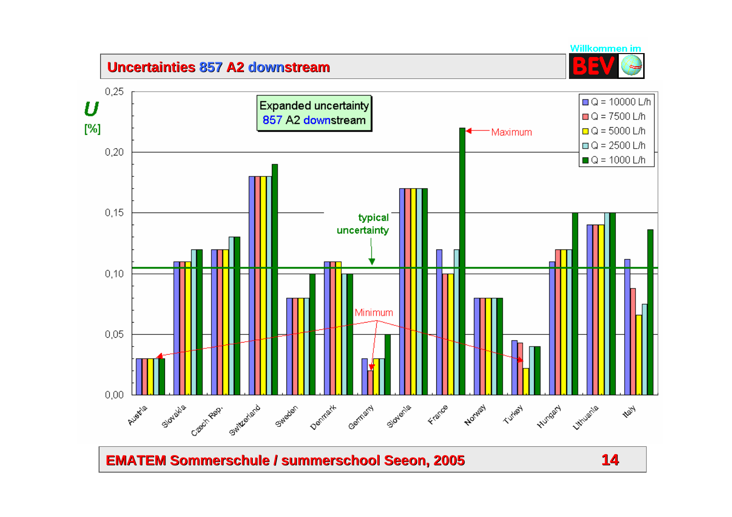# Uncertainties 857 A2 downstream

Expanded uncertainty 857 A2 downstream

$U$ [%]

| Country | Q = 10000 L/h | Q = 7500 L/h | Q = 5000 L/h | Q = 2500 L/h | Q = 1000 L/h |
|---|---|---|---|---|---|
| Austria | 0,03 | 0,03 | 0,03 | 0,03 | 0,03 |
| Slovakia | 0,11 | 0,11 | 0,11 | 0,12 | 0,12 |
| Czech Rep. | 0,12 | 0,12 | 0,12 | 0,13 | 0,13 |
| Switzerland | 0,18 | 0,18 | 0,18 | 0,18 | 0,19 |
| Sweden | 0,08 | 0,08 | 0,08 | 0,08 | 0,10 |
| Denmark | 0,11 | 0,11 | 0,11 | 0,10 | 0,10 |
| Germany | 0,03 | 0,02 | 0,03 | 0,03 | 0,05 |
| Slovenia | 0,17 | 0,17 | 0,17 | 0,17 | 0,17 |
| France | 0,12 | 0,10 | 0,10 | 0,12 | 0,22 |
| Norway | 0,08 | 0,08 | 0,08 | 0,08 | 0,08 |
| Turkey | 0,045 | 0,043 | 0,022 | 0,04 | 0,04 |
| Hungary | 0,11 | 0,12 | 0,12 | 0,12 | 0,15 |
| Lithuania | 0,14 | 0,14 | 0,14 | 0,15 | 0,15 |
| Italy | 0,112 | 0,088 | 0,066 | 0,075 | 0,137 |

Maximum: France, Q = 1000 L/h

Minimum: Austria, Germany, Turkey

typical uncertainty: ≈ 0,105 %

EMATEM Sommerschule / summerschool Seeon, 2005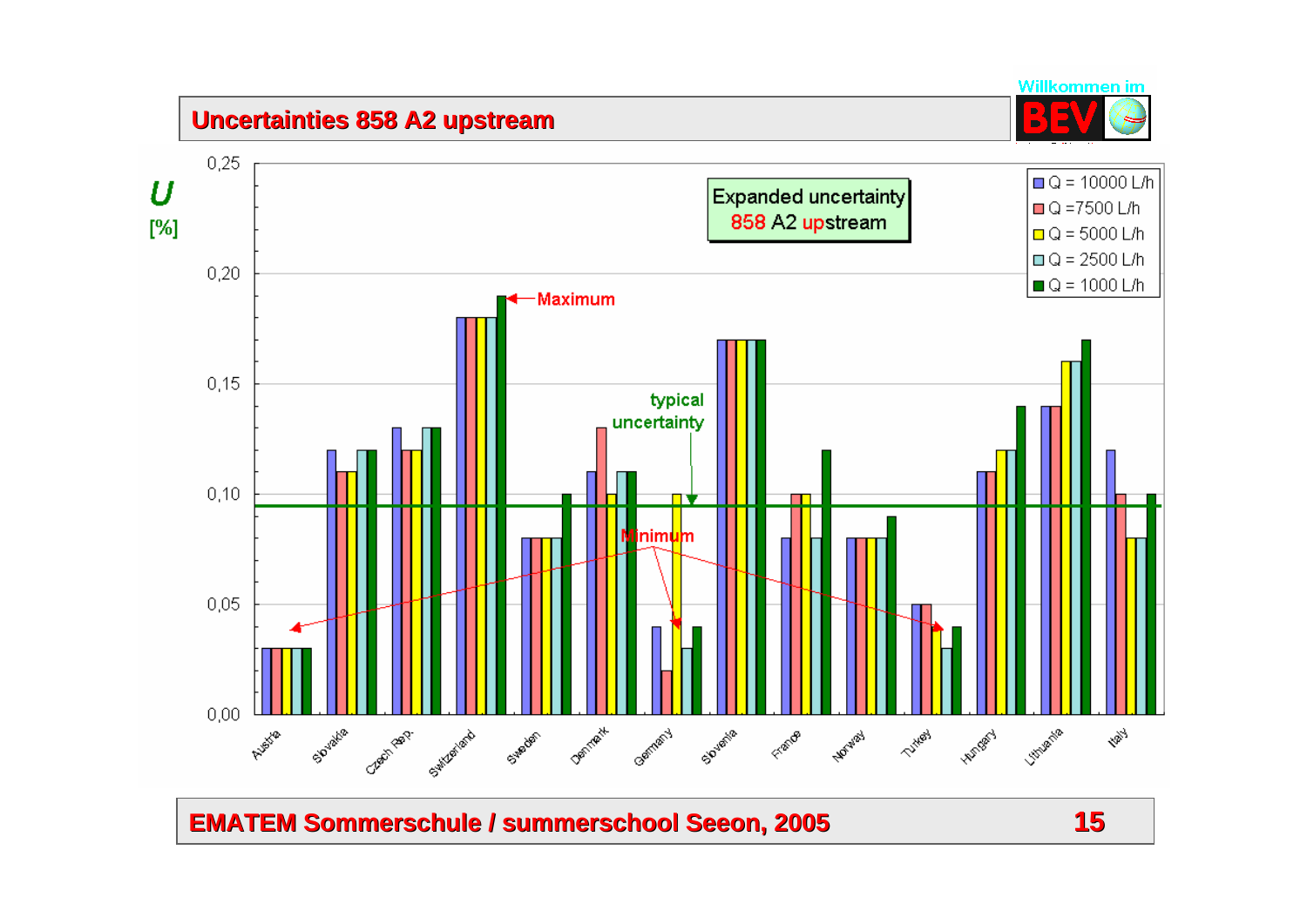# Uncertainties 858 A2 upstream

**Expanded uncertainty 858 A2 upstream**

$U$ [%]

| Country | Q = 10000 L/h | Q = 7500 L/h | Q = 5000 L/h | Q = 2500 L/h | Q = 1000 L/h |
|---|---|---|---|---|---|
| Austria | 0,03 | 0,03 | 0,03 | 0,03 | 0,03 |
| Slovakia | 0,12 | 0,11 | 0,11 | 0,12 | 0,12 |
| Czech Rep. | 0,13 | 0,12 | 0,12 | 0,13 | 0,13 |
| Switzerland | 0,18 | 0,18 | 0,18 | 0,18 | 0,19 |
| Sweden | 0,08 | 0,08 | 0,08 | 0,08 | 0,10 |
| Denmark | 0,11 | 0,13 | 0,10 | 0,11 | 0,11 |
| Germany | 0,04 | 0,02 | 0,10 | 0,03 | 0,04 |
| Slovenia | 0,17 | 0,17 | 0,17 | 0,17 | 0,17 |
| France | 0,08 | 0,10 | 0,10 | 0,08 | 0,12 |
| Norway | 0,08 | 0,08 | 0,08 | 0,08 | 0,09 |
| Turkey | 0,05 | 0,05 | 0,04 | 0,03 | 0,04 |
| Hungary | 0,11 | 0,11 | 0,12 | 0,12 | 0,14 |
| Lithuania | 0,14 | 0,14 | 0,16 | 0,16 | 0,17 |
| Italy | 0,12 | 0,10 | 0,08 | 0,08 | 0,10 |

Maximum: Switzerland (Q = 1000 L/h)

Minimum: Austria, Germany, Turkey

typical uncertainty

EMATEM Sommerschule / summerschool Seeon, 2005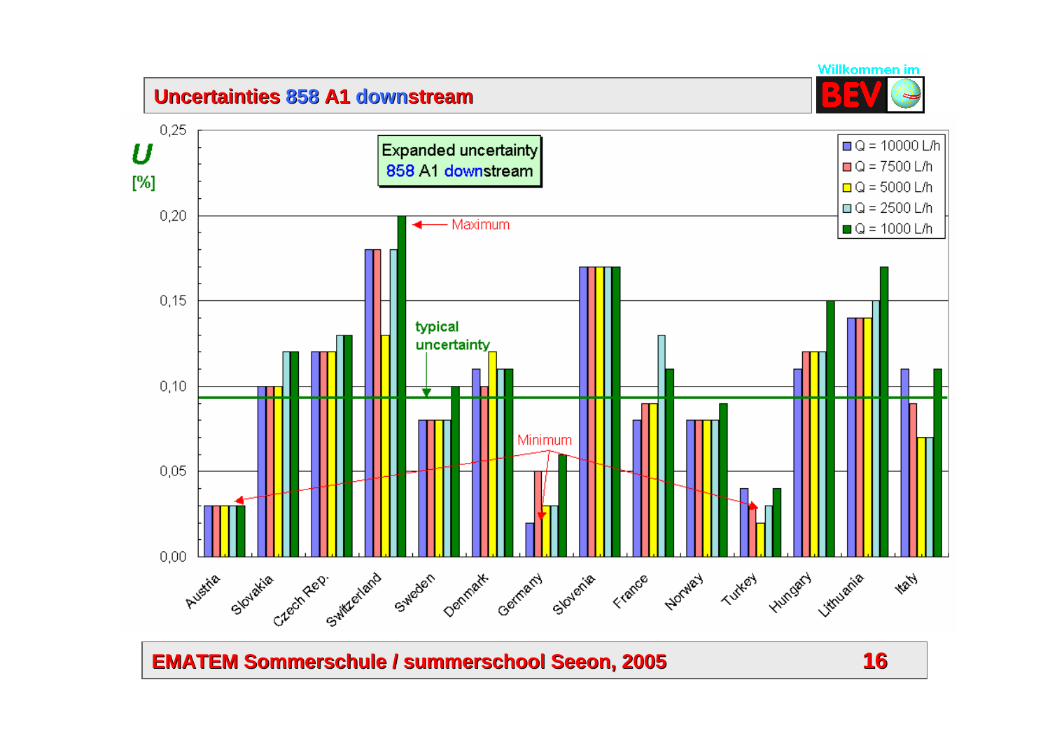# Uncertainties 858 A1 downstream

Willkommen im BEV

Expanded uncertainty 858 A1 downstream

$U$ [%]

| Country | Q = 10000 L/h | Q = 7500 L/h | Q = 5000 L/h | Q = 2500 L/h | Q = 1000 L/h |
|---|---|---|---|---|---|
| Austria | 0,03 | 0,03 | 0,03 | 0,03 | 0,03 |
| Slovakia | 0,10 | 0,10 | 0,10 | 0,12 | 0,12 |
| Czech Rep. | 0,12 | 0,12 | 0,12 | 0,13 | 0,13 |
| Switzerland | 0,18 | 0,18 | 0,13 | 0,18 | 0,20 |
| Sweden | 0,08 | 0,08 | 0,08 | 0,08 | 0,10 |
| Denmark | 0,11 | 0,10 | 0,12 | 0,11 | 0,11 |
| Germany | 0,02 | 0,05 | 0,03 | 0,03 | 0,06 |
| Slovenia | 0,17 | 0,17 | 0,17 | 0,17 | 0,17 |
| France | 0,08 | 0,09 | 0,09 | 0,13 | 0,11 |
| Norway | 0,08 | 0,08 | 0,08 | 0,08 | 0,09 |
| Turkey | 0,04 | 0,03 | 0,02 | 0,03 | 0,04 |
| Hungary | 0,11 | 0,12 | 0,12 | 0,12 | 0,15 |
| Lithuania | 0,14 | 0,14 | 0,14 | 0,15 | 0,17 |
| Italy | 0,11 | 0,09 | 0,07 | 0,07 | 0,11 |

Maximum: Switzerland (Q = 1000 L/h)

Minimum: Austria, Germany, Turkey

typical uncertainty (≈ 0,093 %)

EMATEM Sommerschule / summerschool Seeon, 2005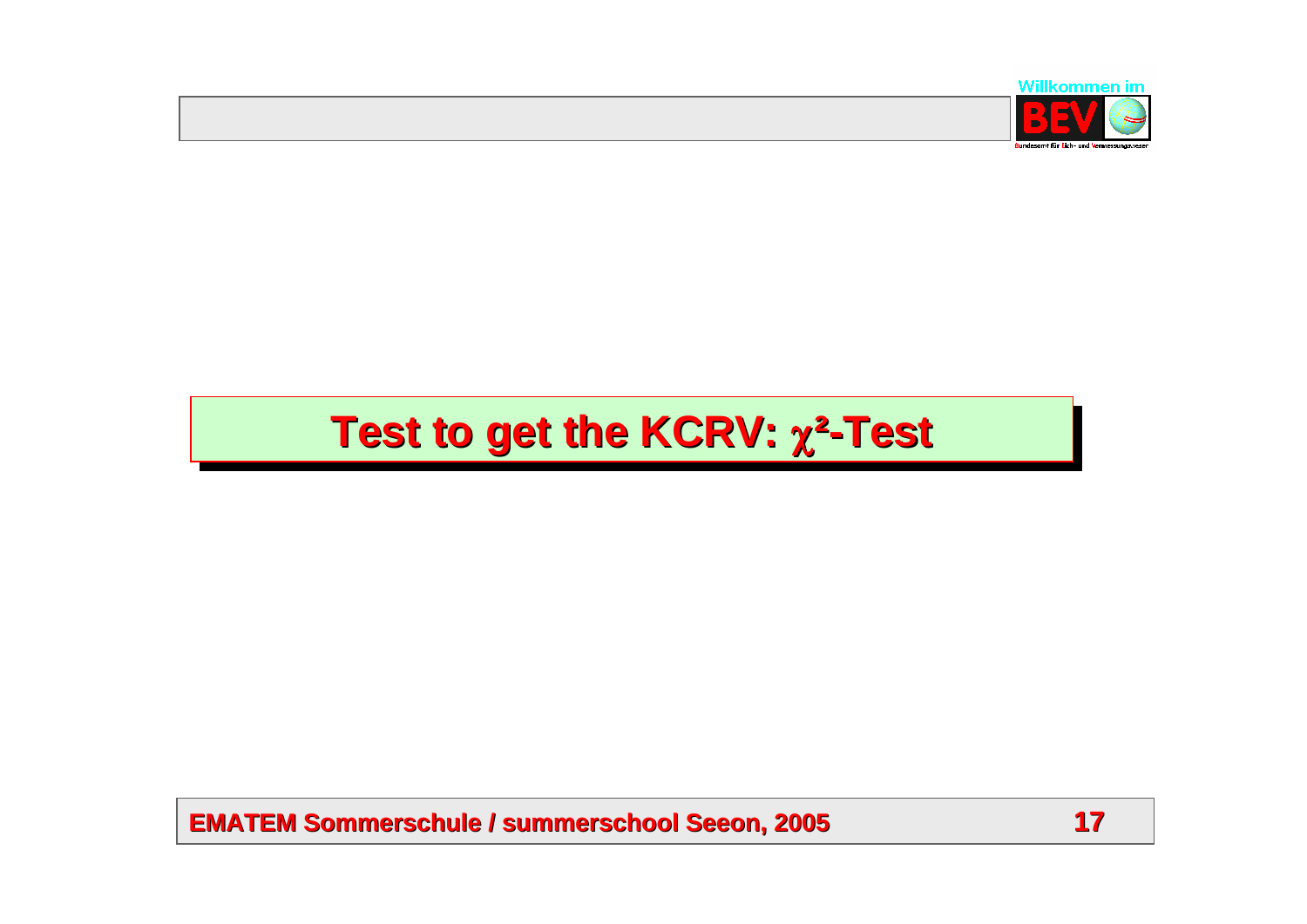# Test to get the KCRV: $\chi^2$-Test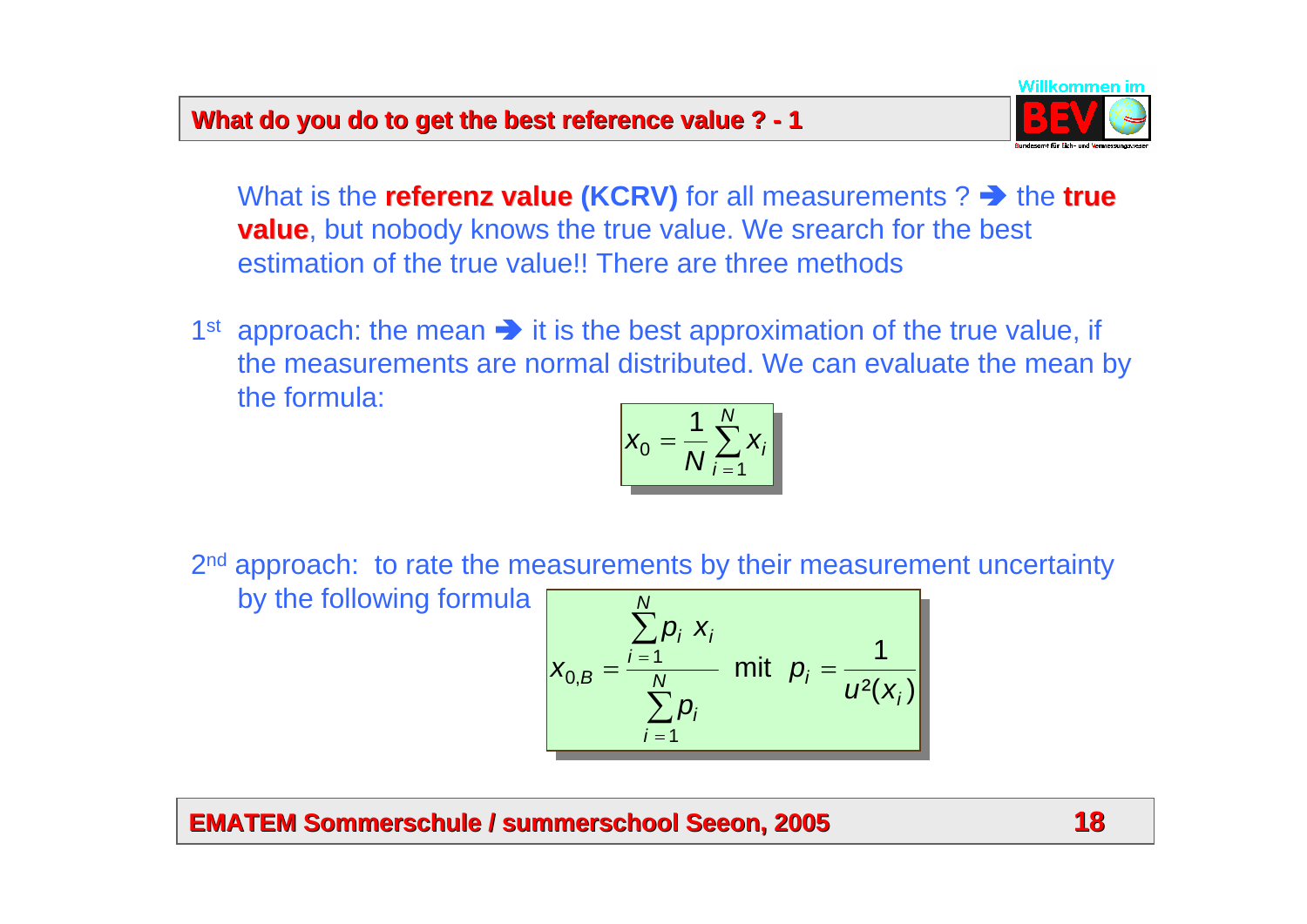## What do you do to get the best reference value ? - 1

What is the **referenz value (KCRV)** for all measurements ? ➔ the **true value**, but nobody knows the true value. We srearch for the best estimation of the true value!! There are three methods

1st approach: the mean ➔ it is the best approximation of the true value, if the measurements are normal distributed. We can evaluate the mean by the formula:

$$x_0 = \frac{1}{N} \sum_{i=1}^{N} x_i$$

2nd approach: to rate the measurements by their measurement uncertainty by the following formula

$$x_{0,B} = \frac{\sum_{i=1}^{N} p_i \; x_i}{\sum_{i=1}^{N} p_i} \quad \text{mit} \quad p_i = \frac{1}{u^2(x_i)}$$

**EMATEM Sommerschule / summerschool Seeon, 2005**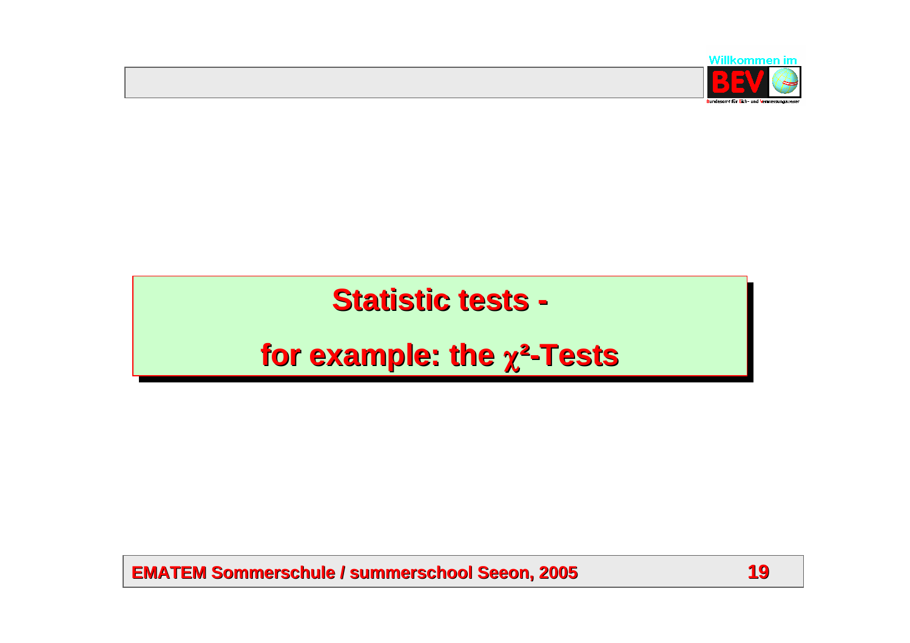# Statistic tests -

# for example: the $\chi^2$-Tests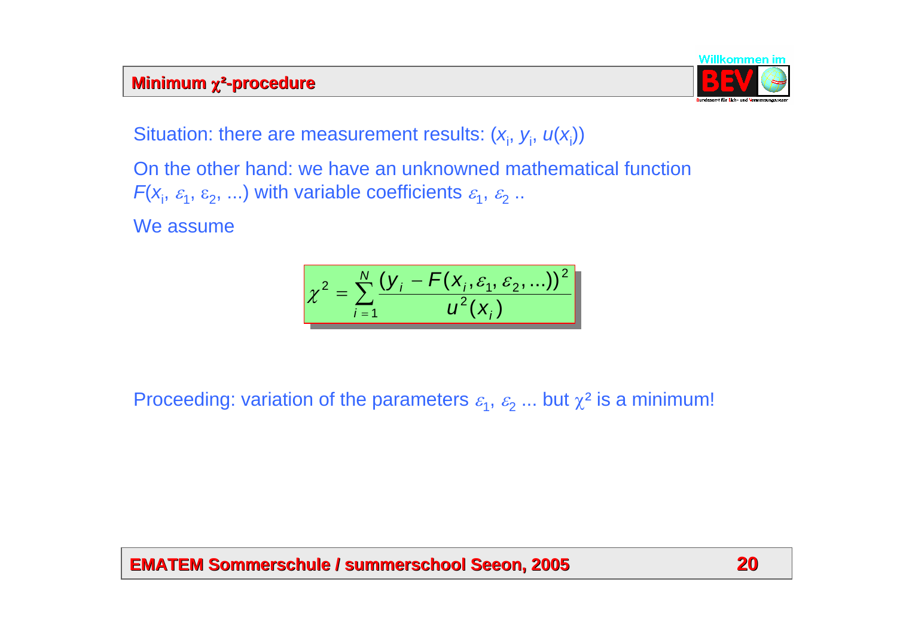## Minimum $\chi^2$-procedure

Situation: there are measurement results: ($x_i$, $y_i$, $u(x_i)$)

On the other hand: we have an unknowned mathematical function $F(x_i, \varepsilon_1, \varepsilon_2, ...)$ with variable coefficients $\varepsilon_1$, $\varepsilon_2$ ..

We assume

$$\chi^2 = \sum_{i=1}^{N} \frac{(y_i - F(x_i, \varepsilon_1, \varepsilon_2, ...))^2}{u^2(x_i)}$$

Proceeding: variation of the parameters $\varepsilon_1$, $\varepsilon_2$ ... but $\chi^2$ is a minimum!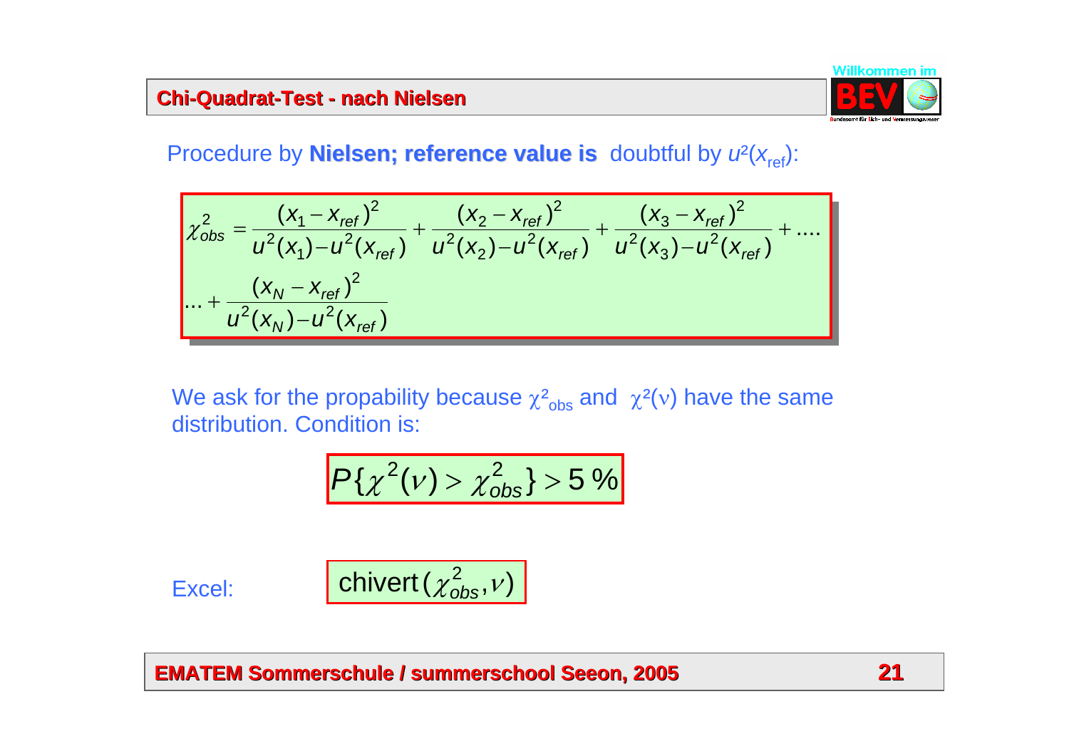## Chi-Quadrat-Test - nach Nielsen

Procedure by **Nielsen; reference value is** doubtful by $u^2(x_{ref})$:

$$\chi^2_{obs} = \frac{(x_1 - x_{ref})^2}{u^2(x_1) - u^2(x_{ref})} + \frac{(x_2 - x_{ref})^2}{u^2(x_2) - u^2(x_{ref})} + \frac{(x_3 - x_{ref})^2}{u^2(x_3) - u^2(x_{ref})} + \ldots.$$
$$\ldots + \frac{(x_N - x_{ref})^2}{u^2(x_N) - u^2(x_{ref})}$$

We ask for the propability because $\chi^2_{obs}$ and $\chi^2(\nu)$ have the same distribution. Condition is:

$$P\{\chi^2(\nu) > \chi^2_{obs}\} > 5\ \%$$

Excel: $\text{chivert}(\chi^2_{obs}, \nu)$

EMATEM Sommerschule / summerschool Seeon, 2005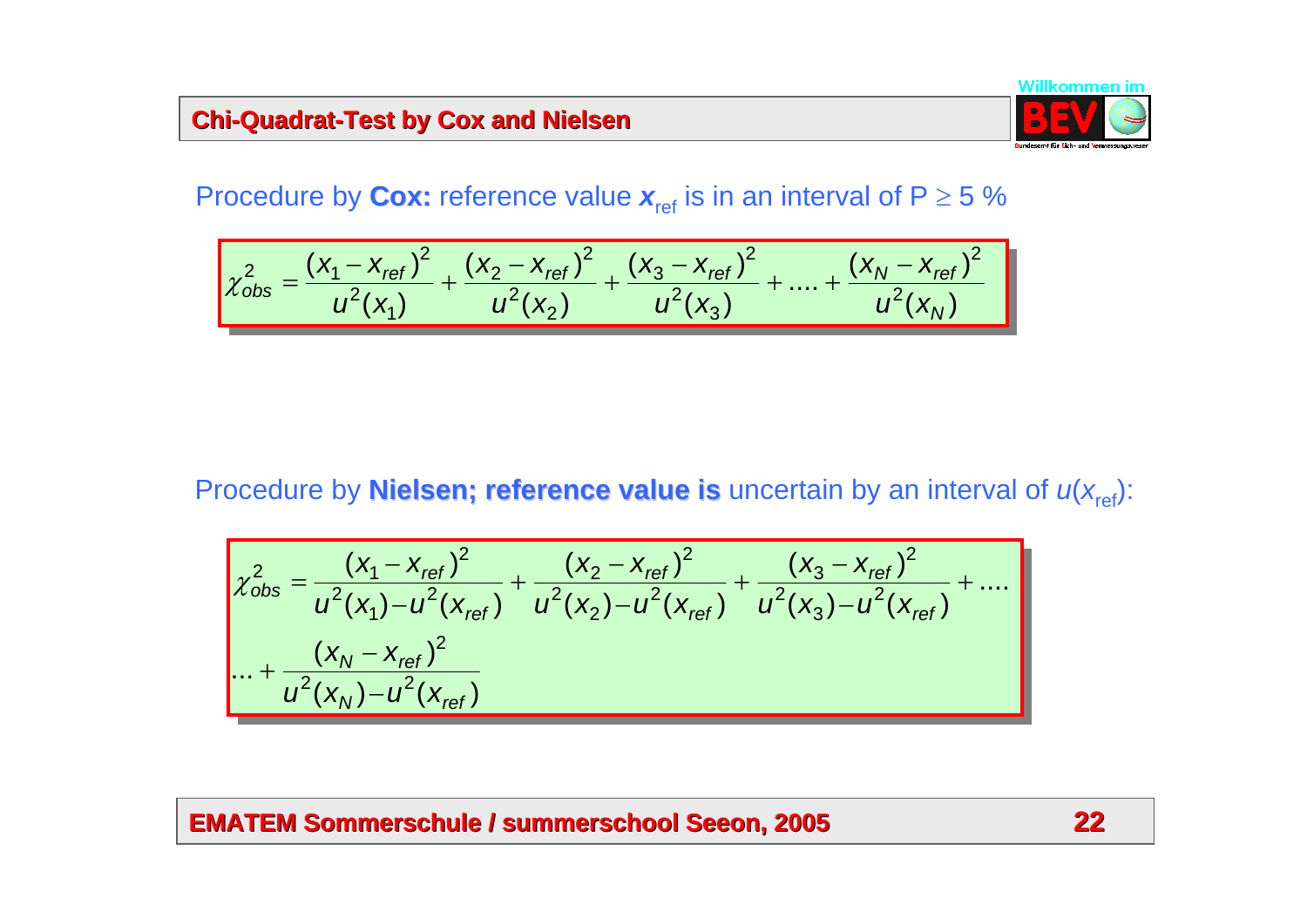## Chi-Quadrat-Test by Cox and Nielsen

Procedure by **Cox:** reference value $\boldsymbol{x}_{\text{ref}}$ is in an interval of P ≥ 5 %

$$\chi^2_{obs} = \frac{(x_1 - x_{ref})^2}{u^2(x_1)} + \frac{(x_2 - x_{ref})^2}{u^2(x_2)} + \frac{(x_3 - x_{ref})^2}{u^2(x_3)} + .... + \frac{(x_N - x_{ref})^2}{u^2(x_N)}$$

Procedure by **Nielsen; reference value is** uncertain by an interval of $u(x_{\text{ref}})$:

$$\chi^2_{obs} = \frac{(x_1 - x_{ref})^2}{u^2(x_1) - u^2(x_{ref})} + \frac{(x_2 - x_{ref})^2}{u^2(x_2) - u^2(x_{ref})} + \frac{(x_3 - x_{ref})^2}{u^2(x_3) - u^2(x_{ref})} + ....$$

$$... + \frac{(x_N - x_{ref})^2}{u^2(x_N) - u^2(x_{ref})}$$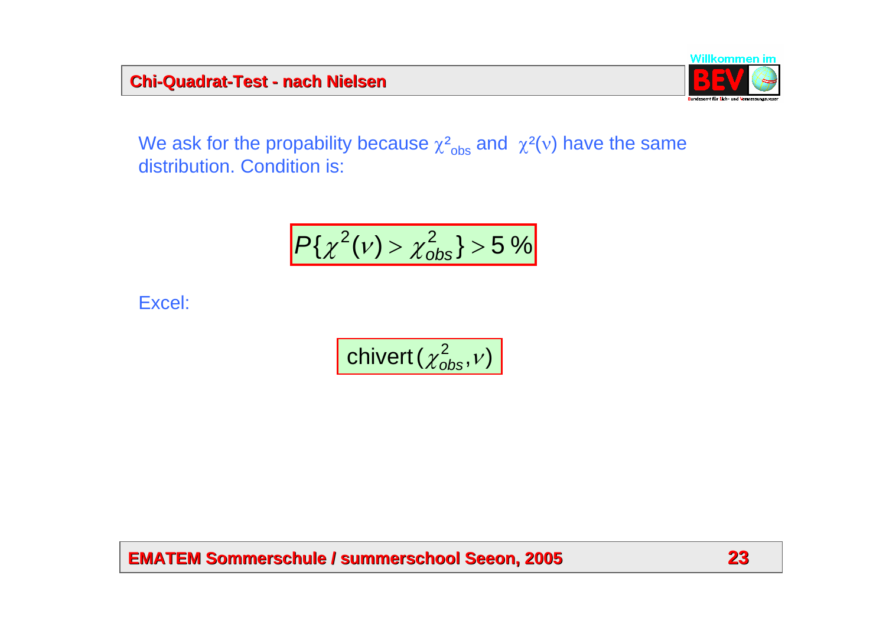## Chi-Quadrat-Test - nach Nielsen

We ask for the propability because $\chi^2_{obs}$ and $\chi^2(\nu)$ have the same distribution. Condition is:

$$P\{\chi^2(\nu) > \chi^2_{obs}\} > 5\ \%$$

Excel:

$$\text{chivert}(\chi^2_{obs}, \nu)$$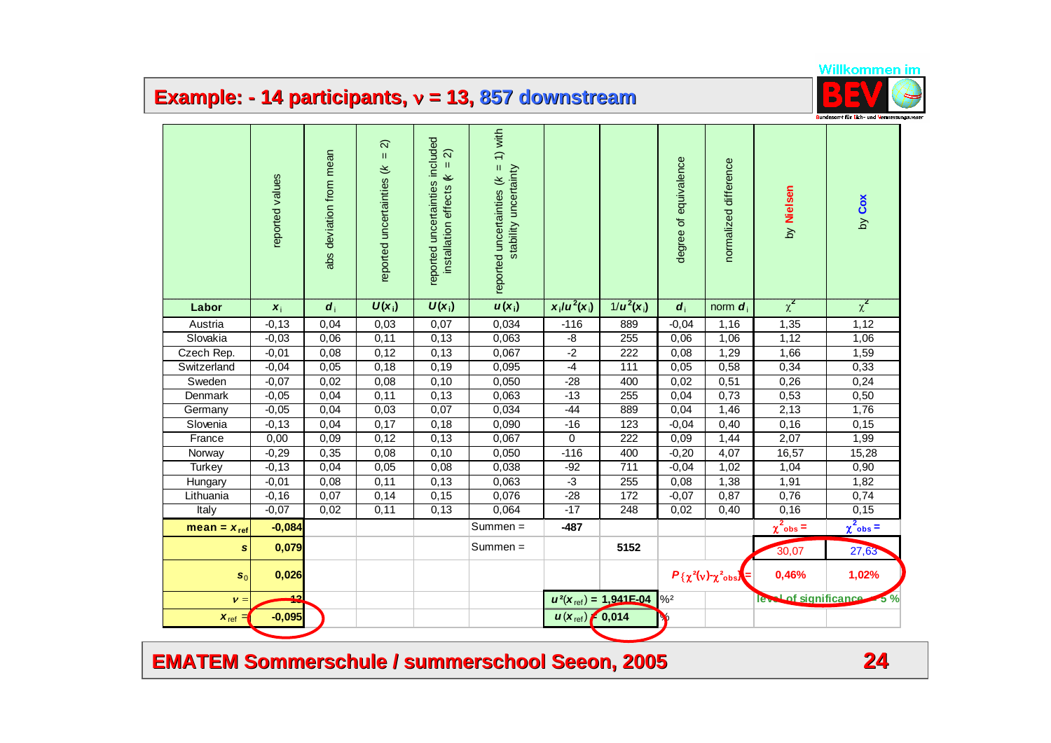## Example: - 14 participants, $\nu$ = 13, 857 downstream

| Labor | reported values $x_i$ | abs deviation from mean $d_i$ | reported uncertainties ($k$ = 2) $U(x_i)$ | reported uncertainties included installation effects ($k$ = 2) $U(x_i)$ | reported uncertainties ($k$ = 1) with stability uncertainty $u(x_i)$ | $x_i/u^2(x_i)$ | $1/u^2(x_i)$ | degree of equivalence $d_i$ | normalized difference norm $d_i$ | by Nielsen $\chi^2$ | by Cox $\chi^2$ |
|---|---|---|---|---|---|---|---|---|---|---|---|
| Austria | -0,13 | 0,04 | 0,03 | 0,07 | 0,034 | -116 | 889 | -0,04 | 1,16 | 1,35 | 1,12 |
| Slovakia | -0,03 | 0,06 | 0,11 | 0,13 | 0,063 | -8 | 255 | 0,06 | 1,06 | 1,12 | 1,06 |
| Czech Rep. | -0,01 | 0,08 | 0,12 | 0,13 | 0,067 | -2 | 222 | 0,08 | 1,29 | 1,66 | 1,59 |
| Switzerland | -0,04 | 0,05 | 0,18 | 0,19 | 0,095 | -4 | 111 | 0,05 | 0,58 | 0,34 | 0,33 |
| Sweden | -0,07 | 0,02 | 0,08 | 0,10 | 0,050 | -28 | 400 | 0,02 | 0,51 | 0,26 | 0,24 |
| Denmark | -0,05 | 0,04 | 0,11 | 0,13 | 0,063 | -13 | 255 | 0,04 | 0,73 | 0,53 | 0,50 |
| Germany | -0,05 | 0,04 | 0,03 | 0,07 | 0,034 | -44 | 889 | 0,04 | 1,46 | 2,13 | 1,76 |
| Slovenia | -0,13 | 0,04 | 0,17 | 0,18 | 0,090 | -16 | 123 | -0,04 | 0,40 | 0,16 | 0,15 |
| France | 0,00 | 0,09 | 0,12 | 0,13 | 0,067 | 0 | 222 | 0,09 | 1,44 | 2,07 | 1,99 |
| Norway | -0,29 | 0,35 | 0,08 | 0,10 | 0,050 | -116 | 400 | -0,20 | 4,07 | 16,57 | 15,28 |
| Turkey | -0,13 | 0,04 | 0,05 | 0,08 | 0,038 | -92 | 711 | -0,04 | 1,02 | 1,04 | 0,90 |
| Hungary | -0,01 | 0,08 | 0,11 | 0,13 | 0,063 | -3 | 255 | 0,08 | 1,38 | 1,91 | 1,82 |
| Lithuania | -0,16 | 0,07 | 0,14 | 0,15 | 0,076 | -28 | 172 | -0,07 | 0,87 | 0,76 | 0,74 |
| Italy | -0,07 | 0,02 | 0,11 | 0,13 | 0,064 | -17 | 248 | 0,02 | 0,40 | 0,16 | 0,15 |
| mean = $x_{ref}$ | -0,084 | | | | Summen = | -487 | | | | $\chi^2_{obs}$ = | $\chi^2_{obs}$ = |
| $s$ | 0,079 | | | | Summen = | | 5152 | | | 30,07 | 27,63 |
| $s_0$ | 0,026 | | | | | | | $P\{\chi^2(\nu)>\chi^2_{obs}\}$ = | | 0,46% | 1,02% |
| $\nu$ = | 13 | | | | | $u^2(x_{ref})$ = | 1,941E-04 | %² | | level of significance = 5 % | |
| $x_{ref}$ = | -0,095 | | | | | $u(x_{ref})$ = | 0,014 | % | | | |

**EMATEM Sommerschule / summerschool Seeon, 2005**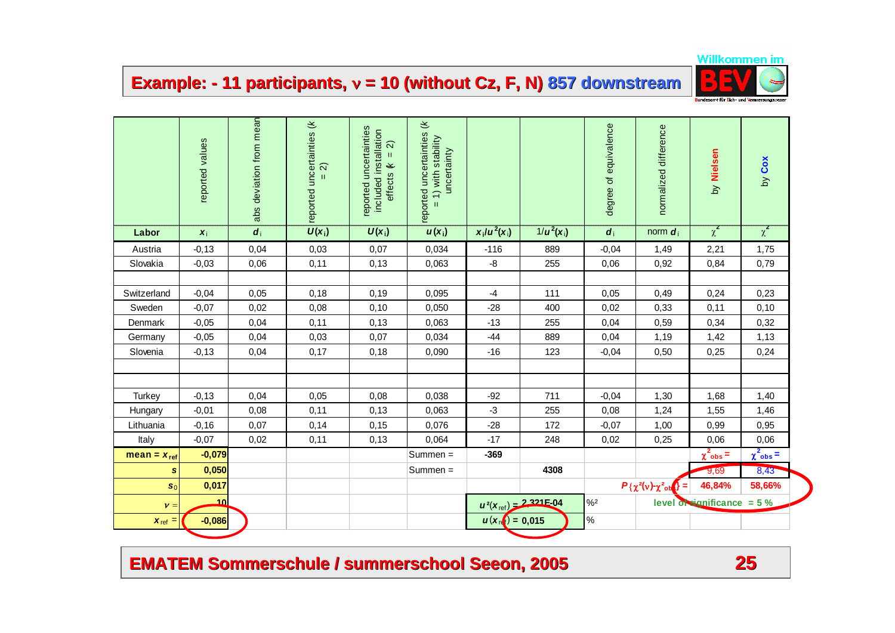## Example: - 11 participants, ν = 10 (without Cz, F, N) 857 downstream

| Labor | reported values $x_i$ | abs deviation from mean $d_i$ | reported uncertainties ($k$ = 2) $U(x_i)$ | reported uncertainties included installation effects ($k$ = 2) $U(x_i)$ | reported uncertainties ($k$ = 1) with stability uncertainty $u(x_i)$ | $x_i/u^2(x_i)$ | $1/u^2(x_i)$ | degree of equivalence $d_i$ | normalized difference norm $d_i$ | by Nielsen $\chi^2$ | by Cox $\chi^2$ |
|---|---|---|---|---|---|---|---|---|---|---|---|
| Austria | -0,13 | 0,04 | 0,03 | 0,07 | 0,034 | -116 | 889 | -0,04 | 1,49 | 2,21 | 1,75 |
| Slovakia | -0,03 | 0,06 | 0,11 | 0,13 | 0,063 | -8 | 255 | 0,06 | 0,92 | 0,84 | 0,79 |
| | | | | | | | | | | | |
| Switzerland | -0,04 | 0,05 | 0,18 | 0,19 | 0,095 | -4 | 111 | 0,05 | 0,49 | 0,24 | 0,23 |
| Sweden | -0,07 | 0,02 | 0,08 | 0,10 | 0,050 | -28 | 400 | 0,02 | 0,33 | 0,11 | 0,10 |
| Denmark | -0,05 | 0,04 | 0,11 | 0,13 | 0,063 | -13 | 255 | 0,04 | 0,59 | 0,34 | 0,32 |
| Germany | -0,05 | 0,04 | 0,03 | 0,07 | 0,034 | -44 | 889 | 0,04 | 1,19 | 1,42 | 1,13 |
| Slovenia | -0,13 | 0,04 | 0,17 | 0,18 | 0,090 | -16 | 123 | -0,04 | 0,50 | 0,25 | 0,24 |
| | | | | | | | | | | | |
| | | | | | | | | | | | |
| Turkey | -0,13 | 0,04 | 0,05 | 0,08 | 0,038 | -92 | 711 | -0,04 | 1,30 | 1,68 | 1,40 |
| Hungary | -0,01 | 0,08 | 0,11 | 0,13 | 0,063 | -3 | 255 | 0,08 | 1,24 | 1,55 | 1,46 |
| Lithuania | -0,16 | 0,07 | 0,14 | 0,15 | 0,076 | -28 | 172 | -0,07 | 1,00 | 0,99 | 0,95 |
| Italy | -0,07 | 0,02 | 0,11 | 0,13 | 0,064 | -17 | 248 | 0,02 | 0,25 | 0,06 | 0,06 |
| **mean = $x_{ref}$** | **-0,079** | | | | Summen = | **-369** | | | | $\chi^2_{obs}$ = | $\chi^2_{obs}$ = |
| **$s$** | **0,050** | | | | Summen = | | **4308** | | | 9,69 | 8,43 |
| **$s_0$** | **0,017** | | | | | | | | $P\{\chi^2(\nu)\text{-}\chi^2_{obs}\}$ = | 46,84% | 58,66% |
| **$\nu$ =** | **10** | | | | | $u^2(x_{ref})$ = | 2,321E-04 | %² | level of significance = 5 % | | |
| **$x_{ref}$ =** | **-0,086** | | | | | $u(x_{ref})$ = | 0,015 | % | | | |

EMATEM Sommerschule / summerschool Seeon, 2005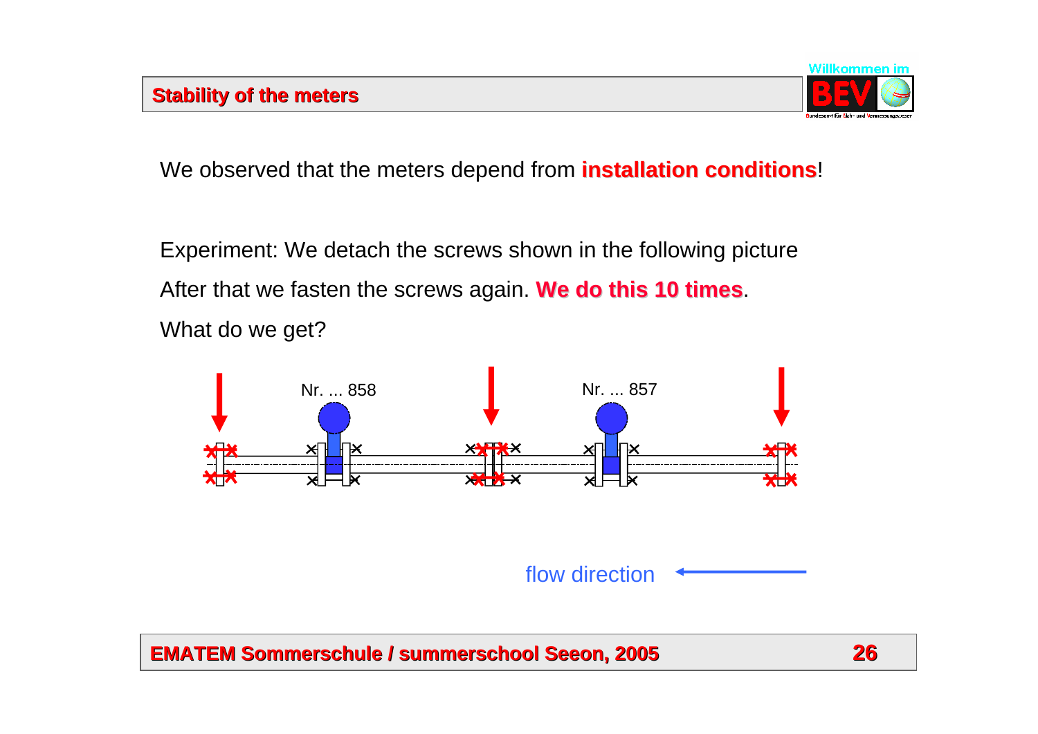## Stability of the meters

We observed that the meters depend from **installation conditions**!

Experiment: We detach the screws shown in the following picture

After that we fasten the screws again. **We do this 10 times**.

What do we get?

Nr. ... 858

Nr. ... 857

flow direction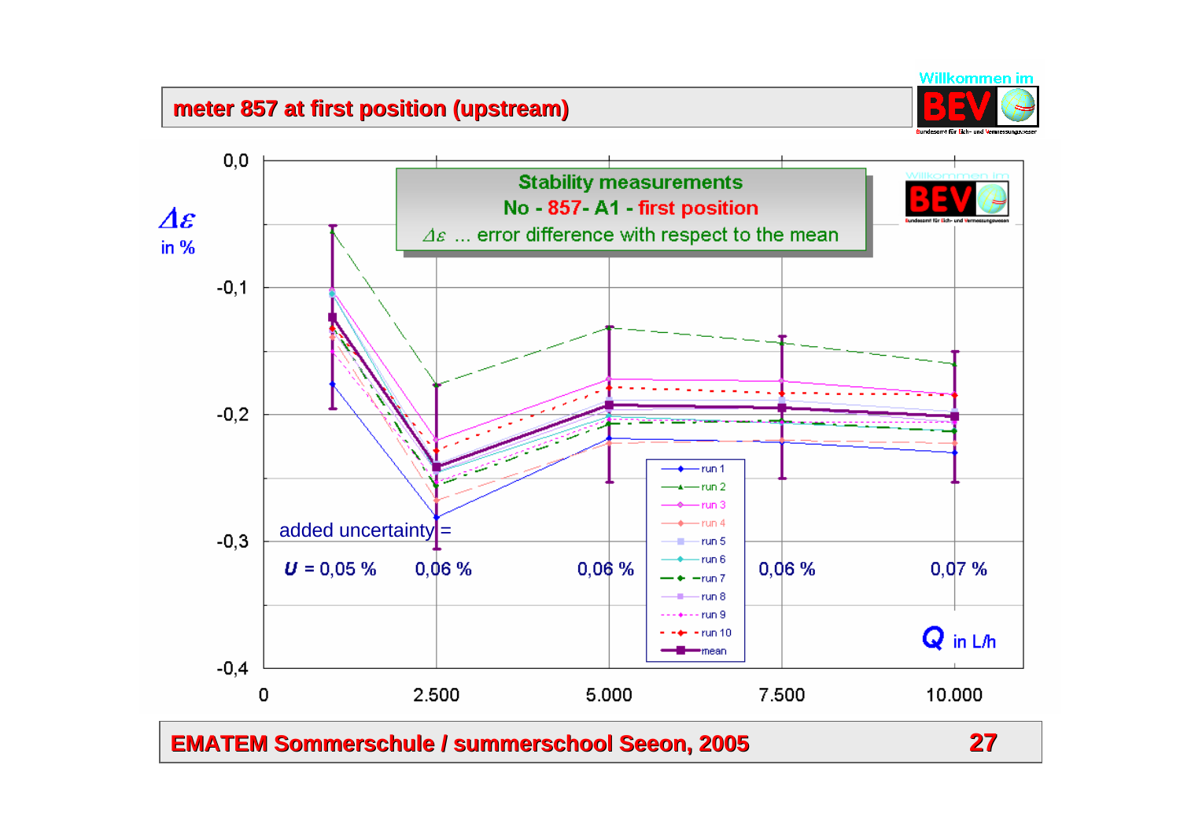# meter 857 at first position (upstream)

**Stability measurements**

**No - 857- A1 - first position**

$\Delta\varepsilon$ ... error difference with respect to the mean

$\Delta\varepsilon$ in %

added uncertainty =

$U$ = 0,05 % | 0,06 % | 0,06 % | 0,06 % | 0,07 %

$Q$ in L/h

run 1, run 2, run 3, run 4, run 5, run 6, run 7, run 8, run 9, run 10, mean

**EMATEM Sommerschule / summerschool Seeon, 2005**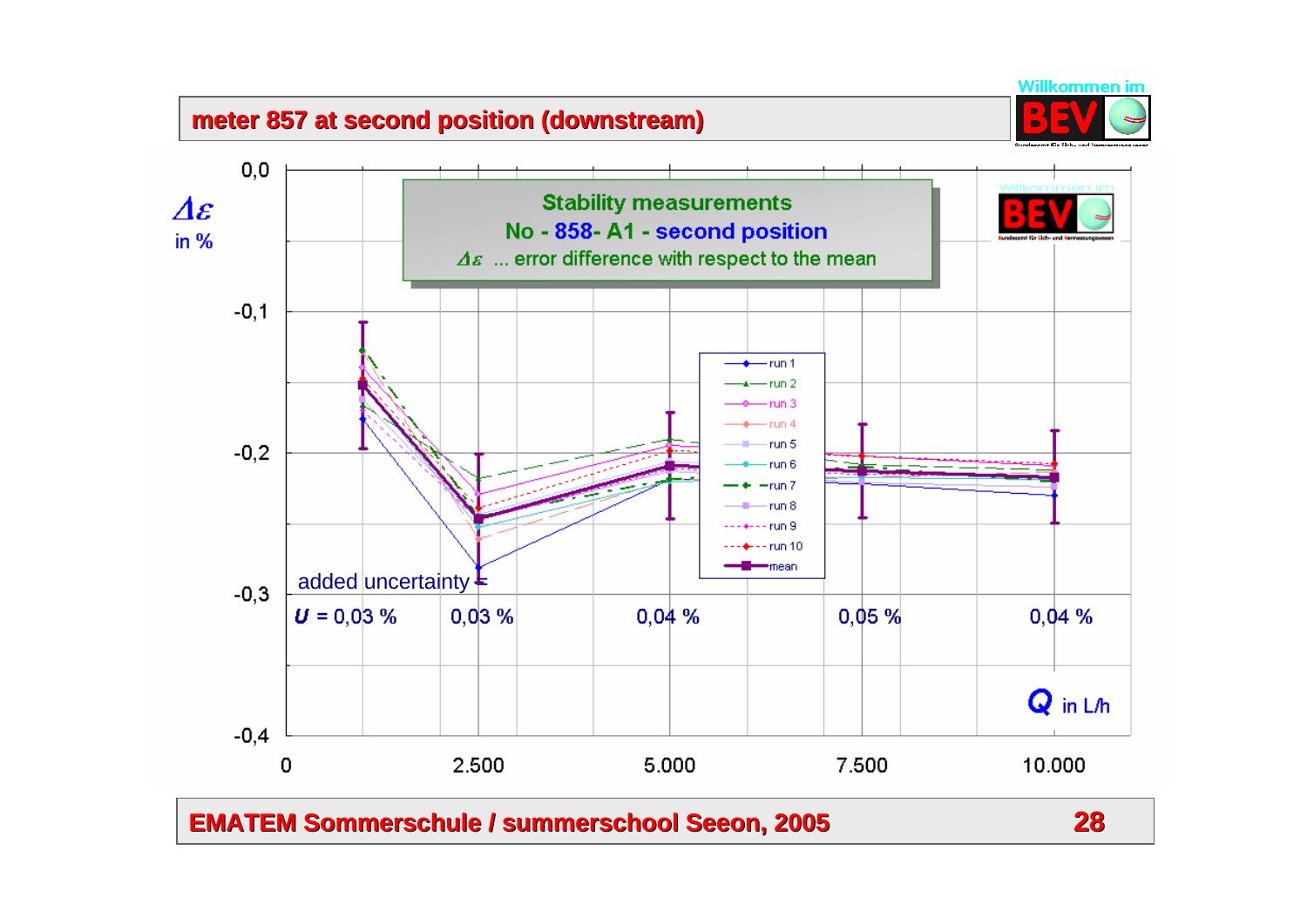# meter 857 at second position (downstream)

**Stability measurements**
**No - 858- A1 - second position**
$\Delta\varepsilon$ ... error difference with respect to the mean

$\Delta\varepsilon$ in %

Q in L/h

added uncertainty =

| Q in L/h | 1.000 | 2.500 | 5.000 | 7.500 | 10.000 |
|---|---|---|---|---|---|
| $U$ | 0,03 % | 0,03 % | 0,04 % | 0,05 % | 0,04 % |

Legend: run 1, run 2, run 3, run 4, run 5, run 6, run 7, run 8, run 9, run 10, mean

EMATEM Sommerschule / summerschool Seeon, 2005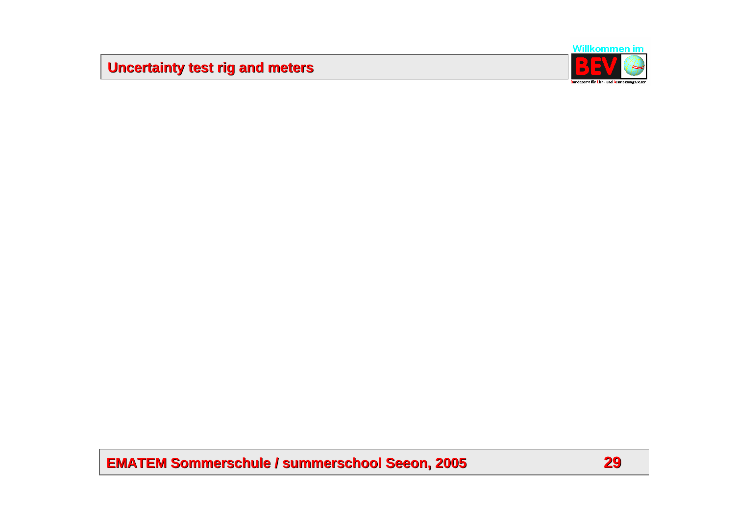## Uncertainty test rig and meters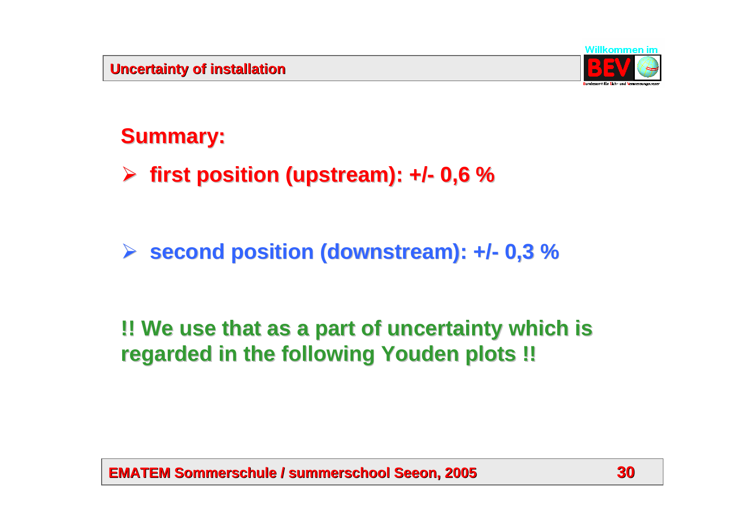## Uncertainty of installation

### Summary:

- **first position (upstream): +/- 0,6 %**

- **second position (downstream): +/- 0,3 %**

**!! We use that as a part of uncertainty which is regarded in the following Youden plots !!**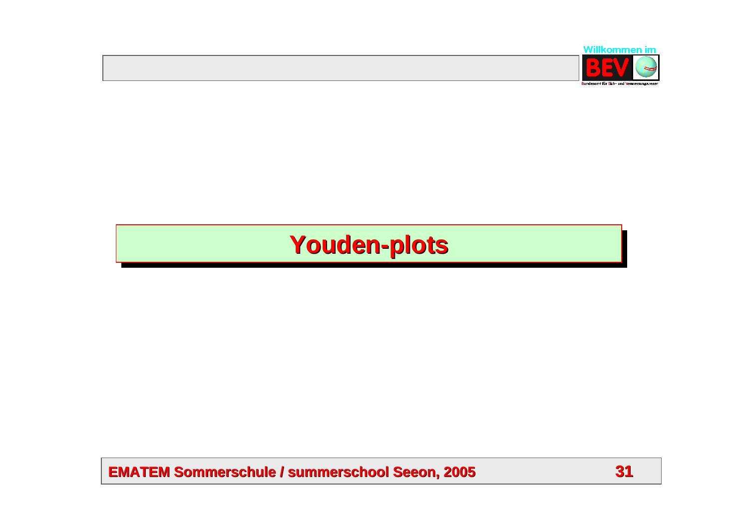# Youden-plots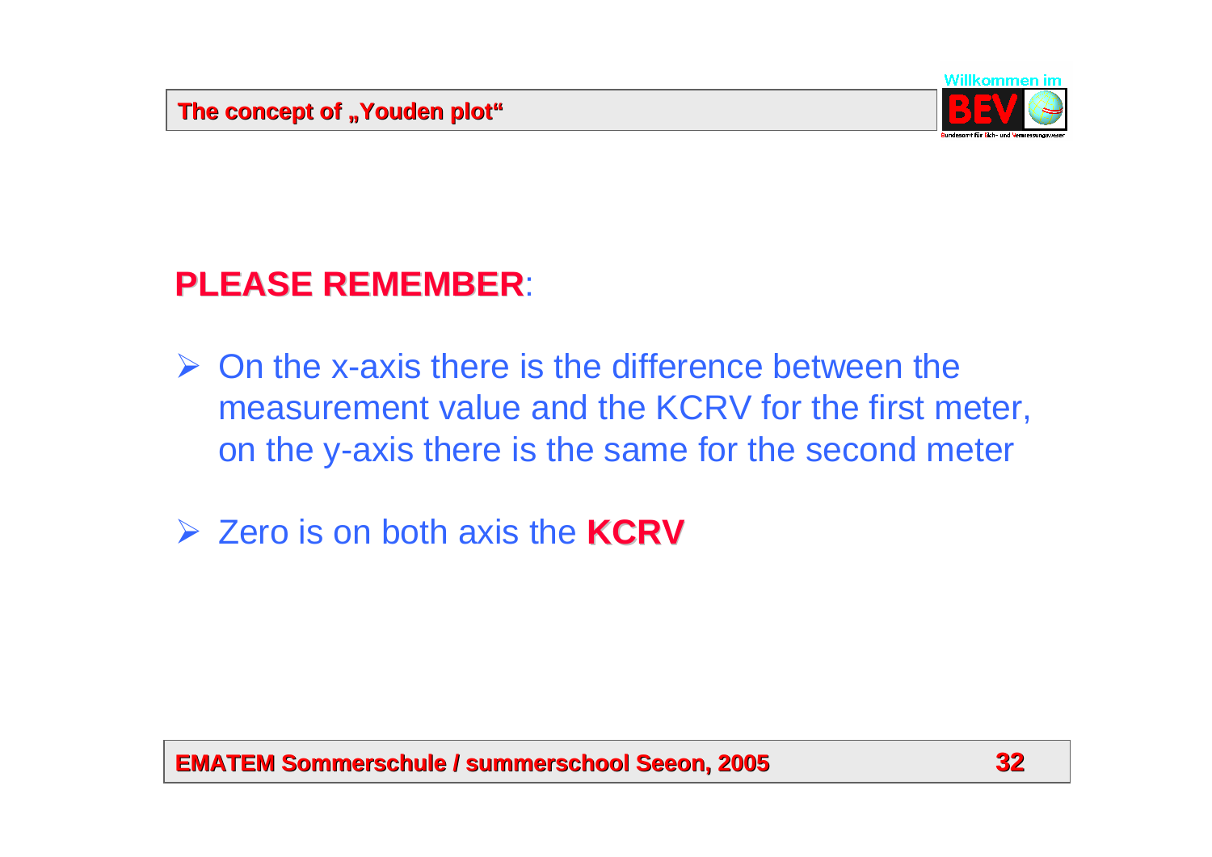## The concept of „Youden plot“

**PLEASE REMEMBER**:

- On the x-axis there is the difference between the measurement value and the KCRV for the first meter, on the y-axis there is the same for the second meter
- Zero is on both axis the **KCRV**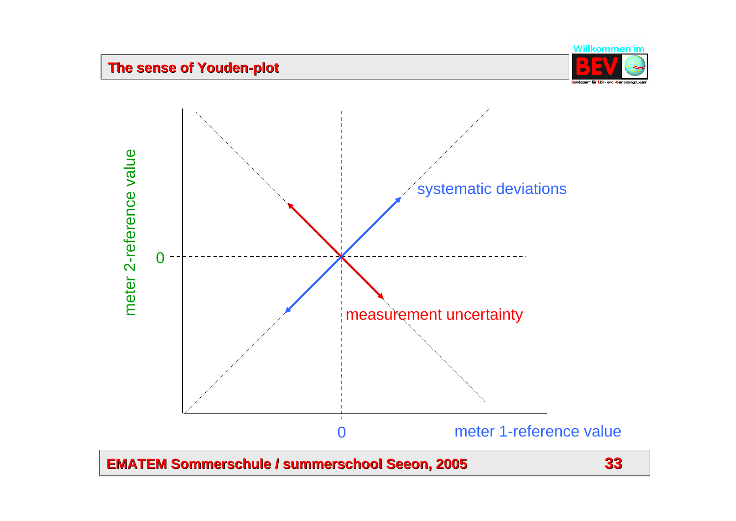# The sense of Youden-plot

meter 2-reference value

0

systematic deviations

measurement uncertainty

0

meter 1-reference value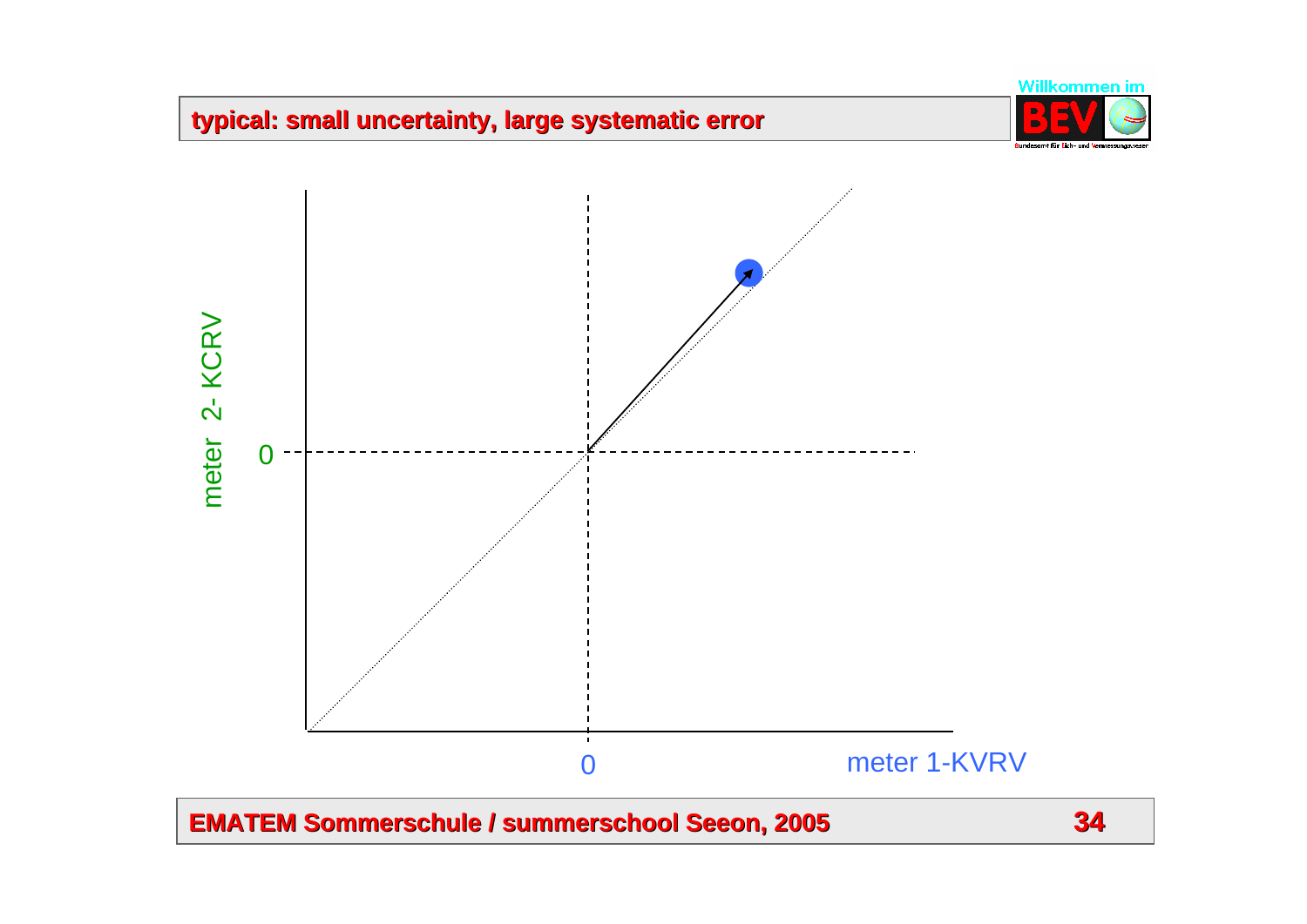## typical: small uncertainty, large systematic error

meter 2- KCRV

0

0

meter 1-KVRV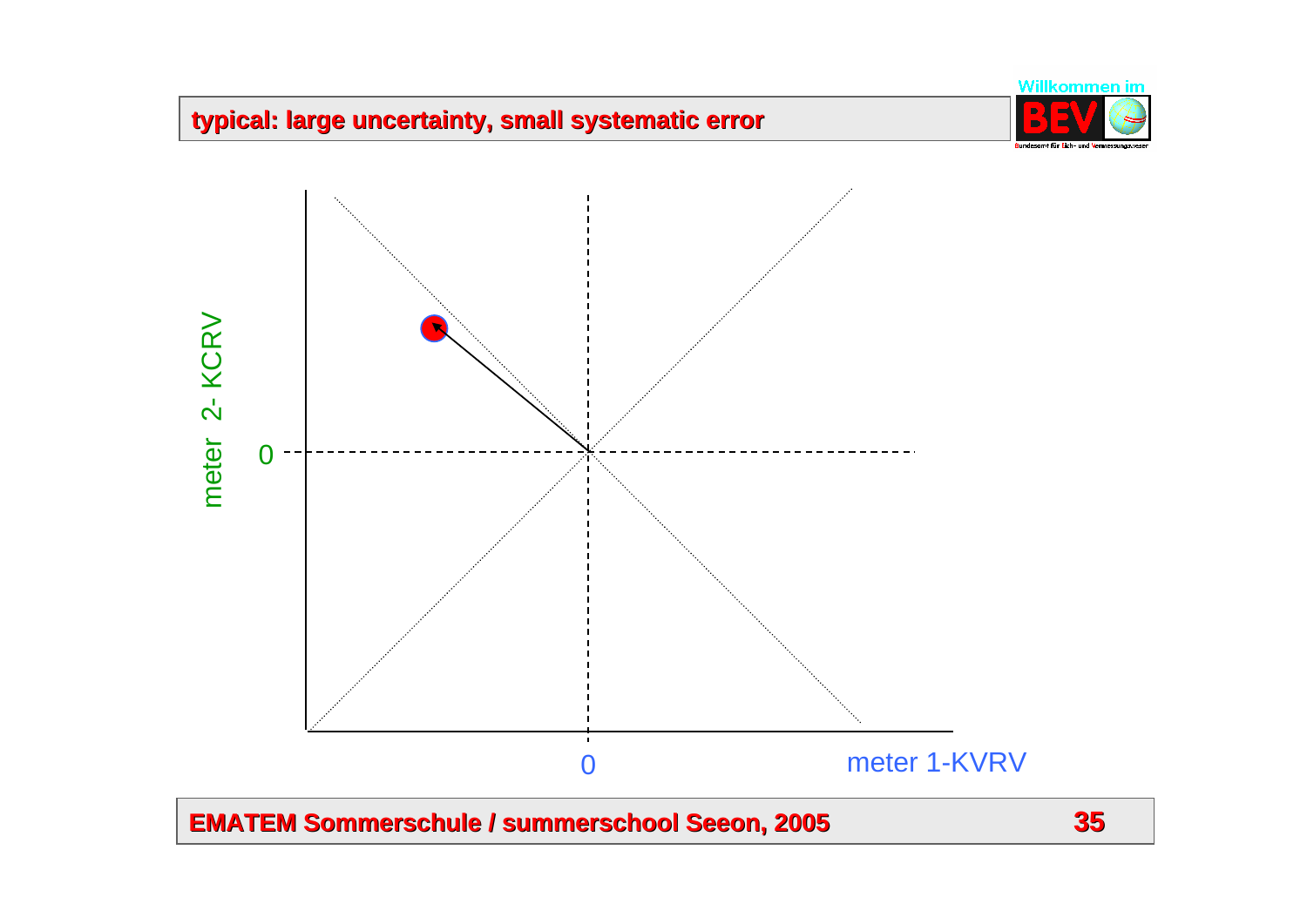## typical: large uncertainty, small systematic error

meter 2- KCRV

0

0

meter 1-KVRV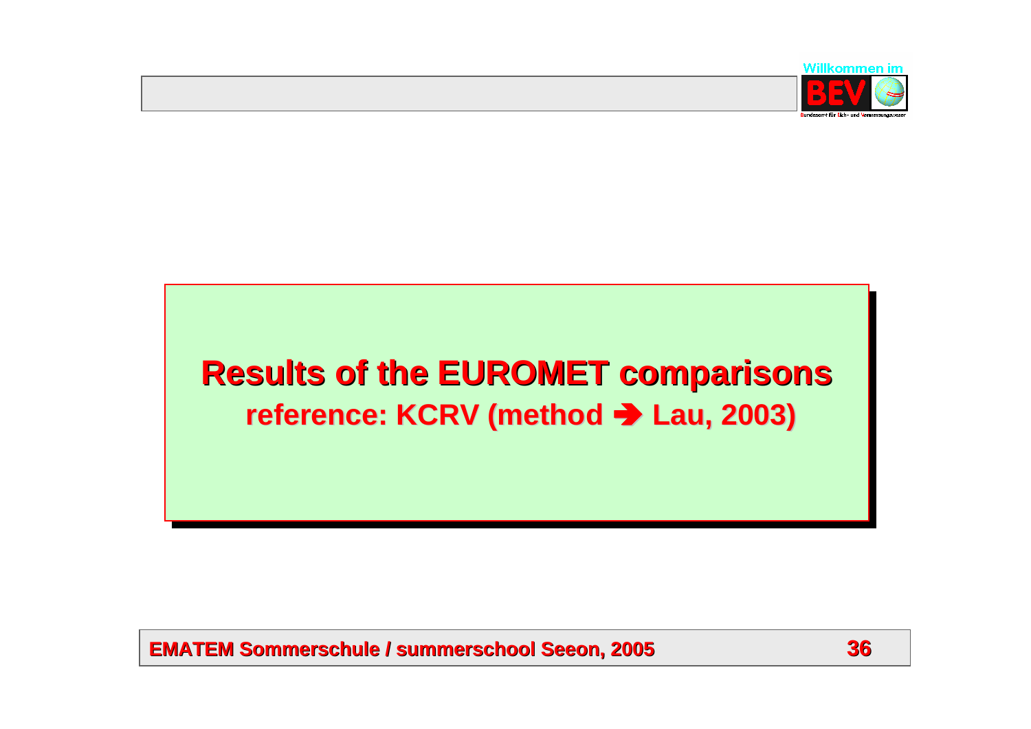# Results of the EUROMET comparisons

**reference: KCRV (method ➔ Lau, 2003)**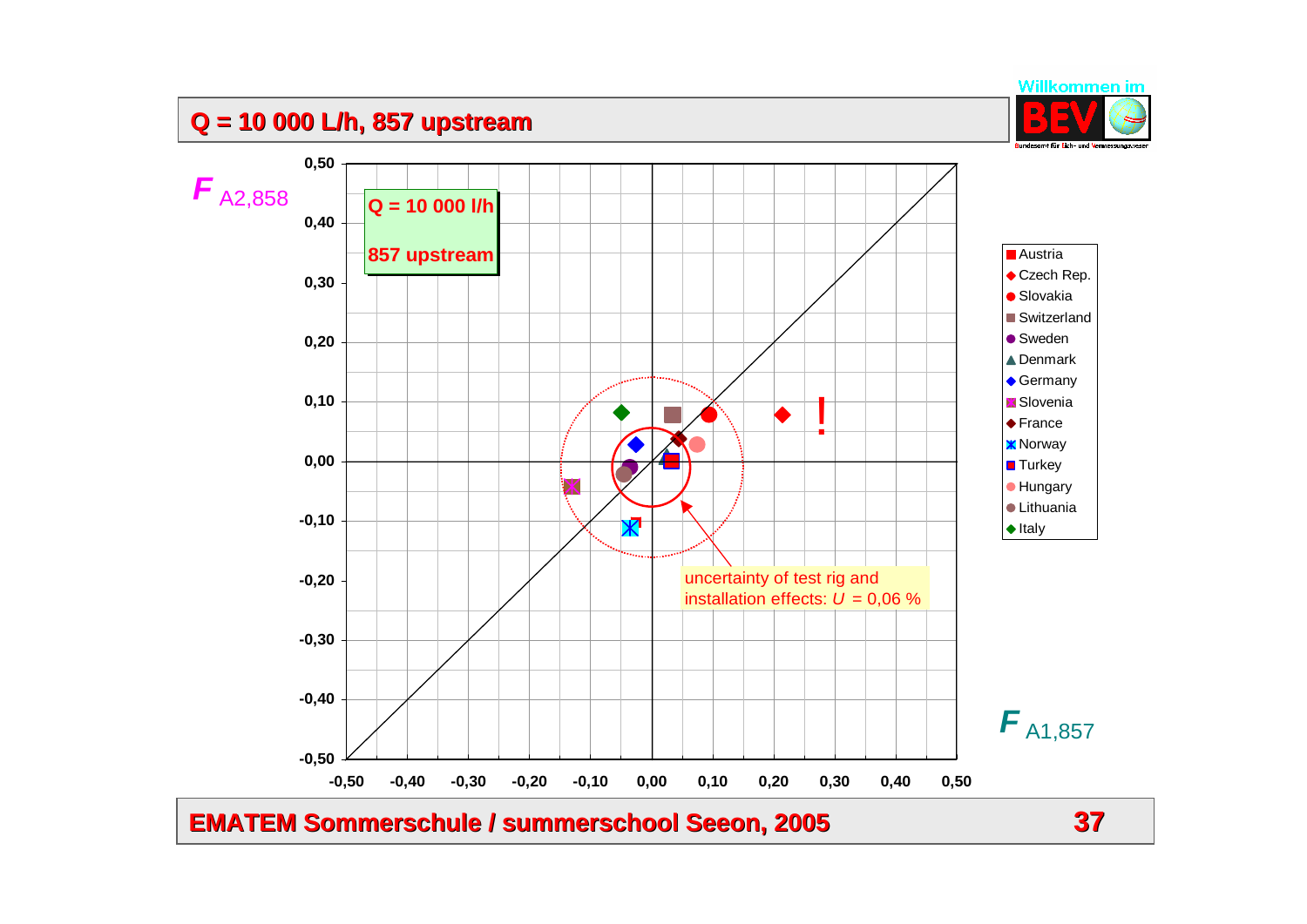## Q = 10 000 L/h, 857 upstream

$F_{A2,858}$

**Q = 10 000 l/h**

**857 upstream**

0,50
0,40
0,30
0,20
0,10
0,00
-0,10
-0,20
-0,30
-0,40
-0,50

-0,50 -0,40 -0,30 -0,20 -0,10 0,00 0,10 0,20 0,30 0,40 0,50

!

uncertainty of test rig and installation effects: $U$ = 0,06 %

$F_{A1,857}$

- Austria
- Czech Rep.
- Slovakia
- Switzerland
- Sweden
- Denmark
- Germany
- Slovenia
- France
- Norway
- Turkey
- Hungary
- Lithuania
- Italy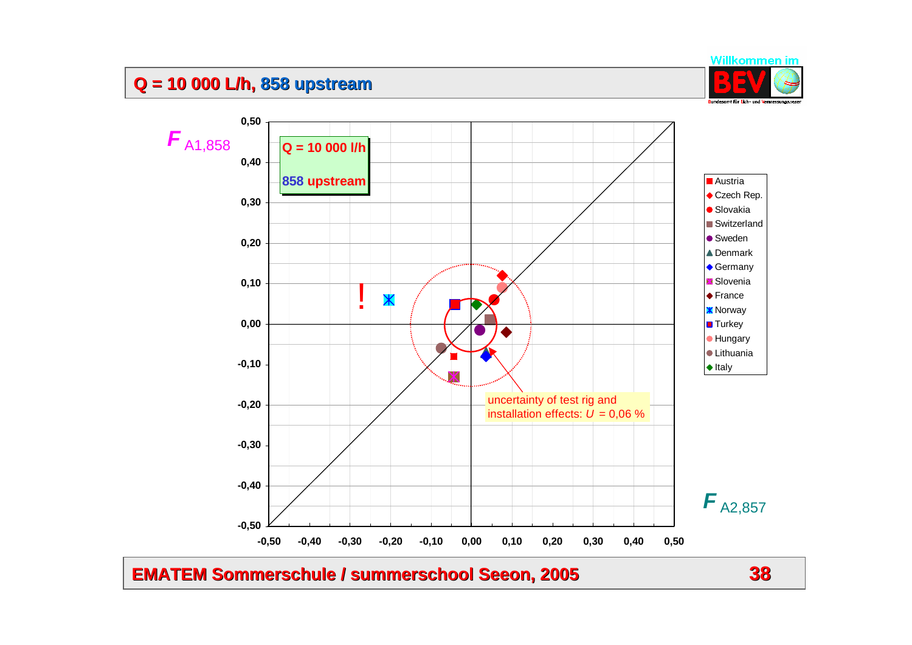# Q = 10 000 L/h, 858 upstream

$F_{A1,858}$

Q = 10 000 l/h

858 upstream

!

uncertainty of test rig and installation effects: $U$ = 0,06 %

- Austria
- Czech Rep.
- Slovakia
- Switzerland
- Sweden
- Denmark
- Germany
- Slovenia
- France
- Norway
- Turkey
- Hungary
- Lithuania
- Italy

$F_{A2,857}$

EMATEM Sommerschule / summerschool Seeon, 2005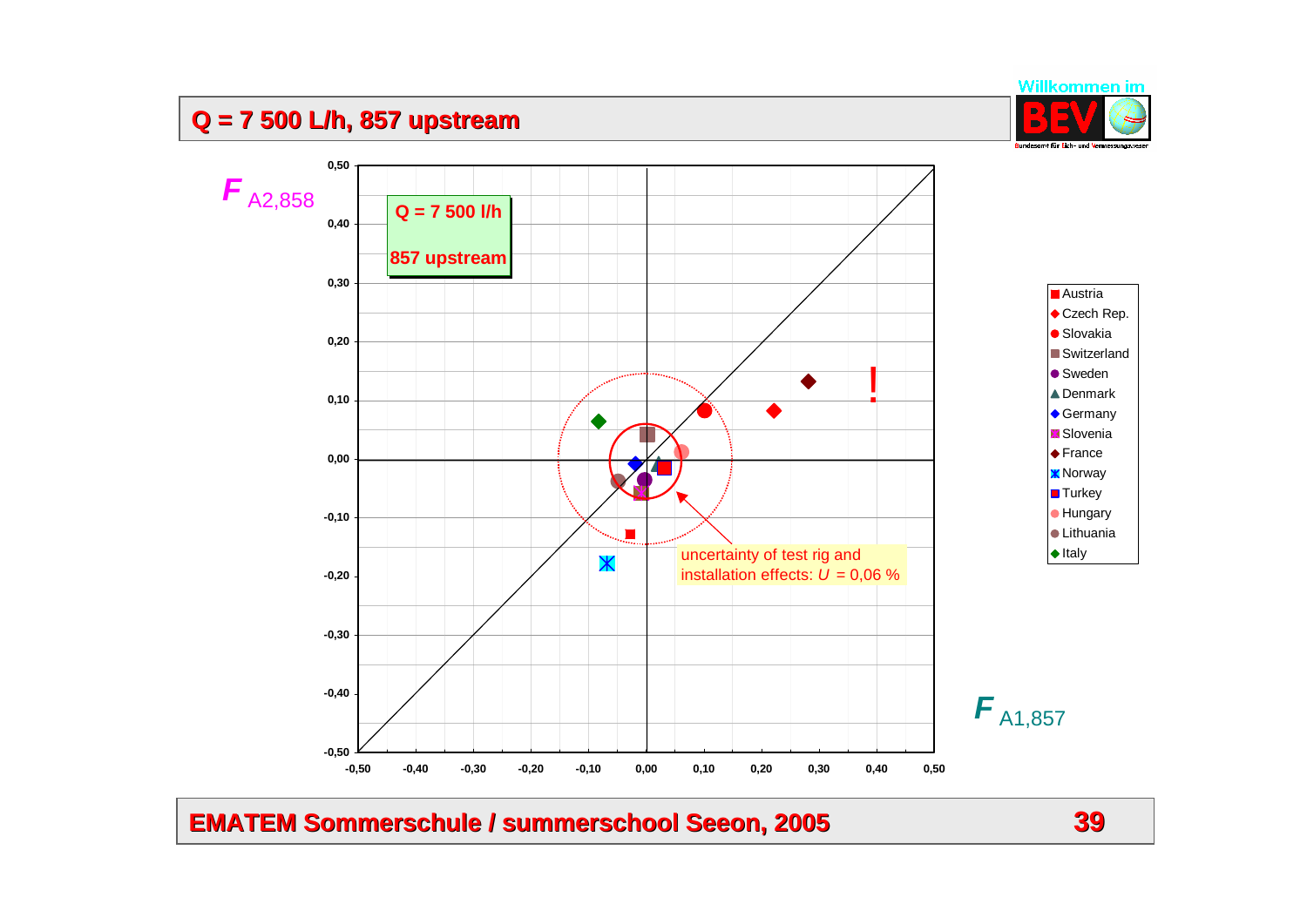# Q = 7 500 L/h, 857 upstream

$F_{A2,858}$

Q = 7 500 l/h

857 upstream

uncertainty of test rig and installation effects: $U$ = 0,06 %

$F_{A1,857}$

- Austria
- Czech Rep.
- Slovakia
- Switzerland
- Sweden
- Denmark
- Germany
- Slovenia
- France
- Norway
- Turkey
- Hungary
- Lithuania
- Italy

!

EMATEM Sommerschule / summerschool Seeon, 2005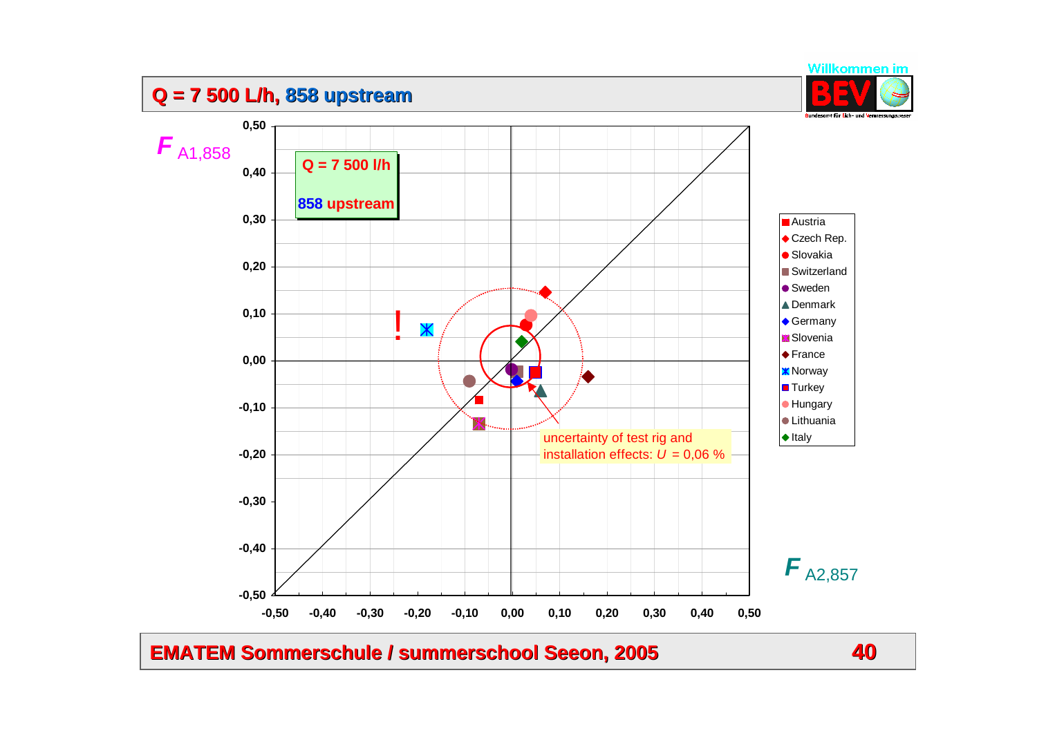# Q = 7 500 L/h, 858 upstream

$F_{A1,858}$

**Q = 7 500 l/h**

**858 upstream**

!

uncertainty of test rig and installation effects: $U$ = 0,06 %

$F_{A2,857}$

- Austria
- Czech Rep.
- Slovakia
- Switzerland
- Sweden
- Denmark
- Germany
- Slovenia
- France
- Norway
- Turkey
- Hungary
- Lithuania
- Italy

**EMATEM Sommerschule / summerschool Seeon, 2005**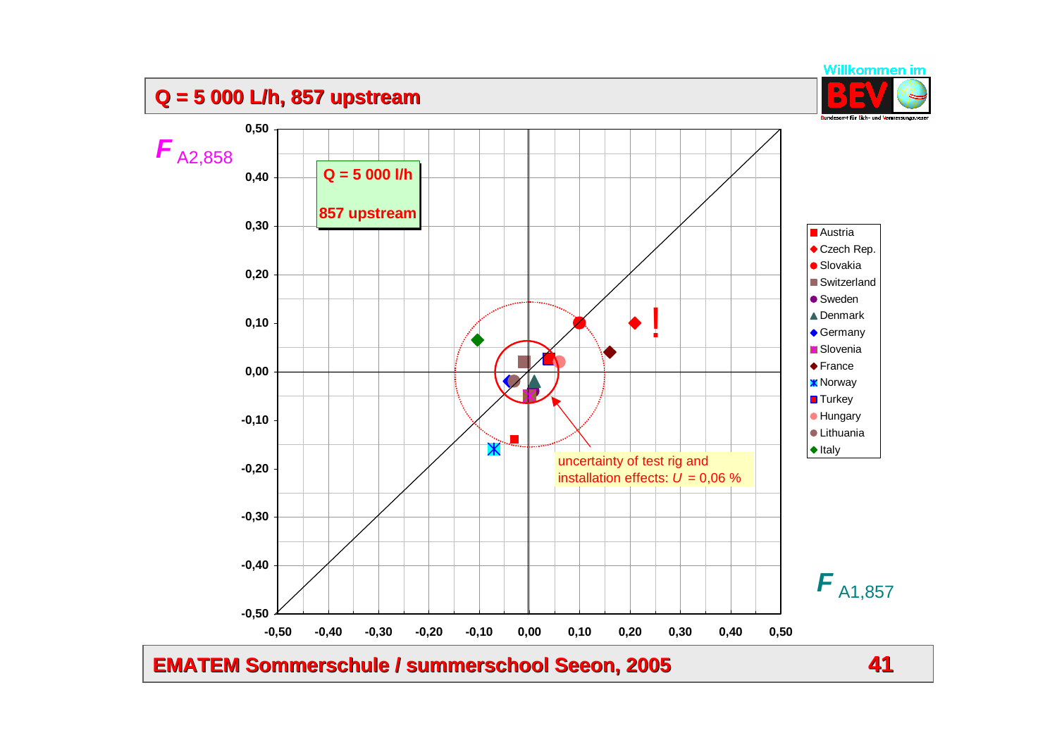# Q = 5 000 L/h, 857 upstream

$F_{A2,858}$

Q = 5 000 l/h

857 upstream

uncertainty of test rig and installation effects: $U$ = 0,06 %

!

- Austria
- Czech Rep.
- Slovakia
- Switzerland
- Sweden
- Denmark
- Germany
- Slovenia
- France
- Norway
- Turkey
- Hungary
- Lithuania
- Italy

$F_{A1,857}$

EMATEM Sommerschule / summerschool Seeon, 2005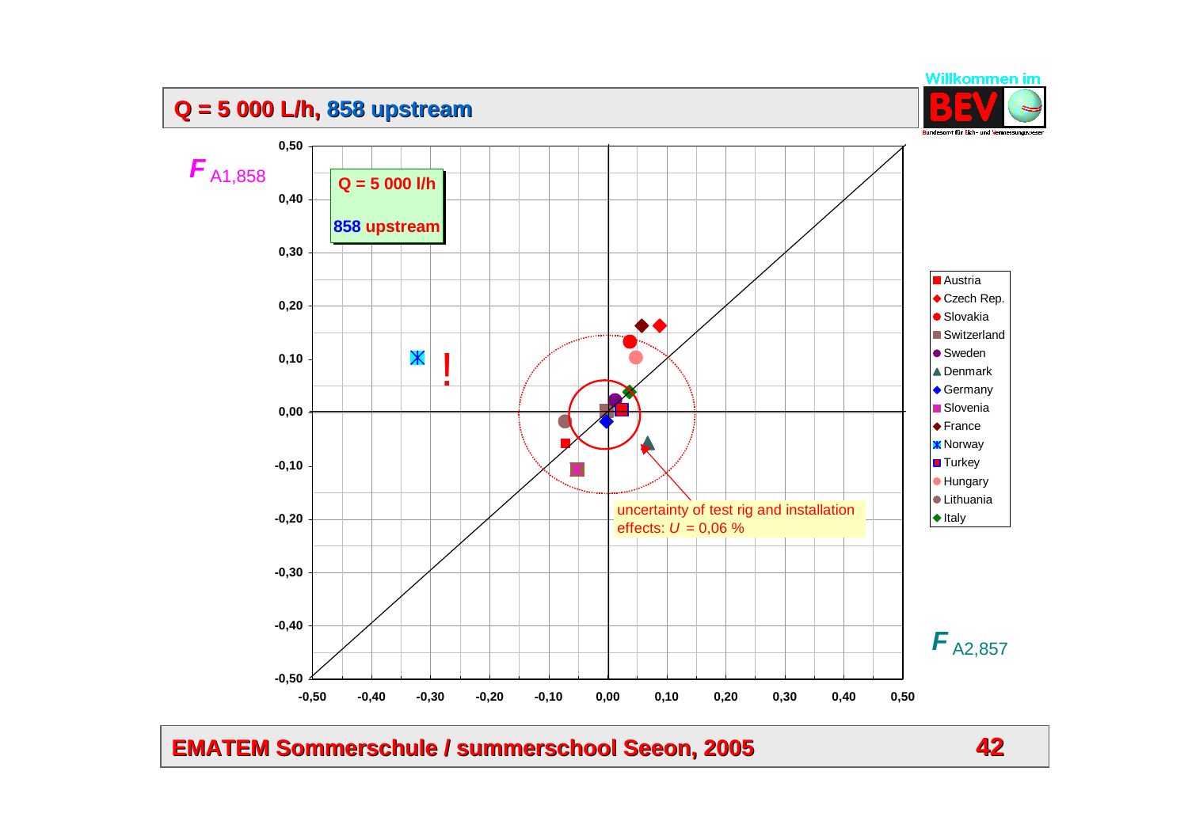## Q = 5 000 L/h, 858 upstream

$F_{A1,858}$

Q = 5 000 l/h

858 upstream

!

uncertainty of test rig and installation effects: $U$ = 0,06 %

$F_{A2,857}$

- Austria
- Czech Rep.
- Slovakia
- Switzerland
- Sweden
- Denmark
- Germany
- Slovenia
- France
- Norway
- Turkey
- Hungary
- Lithuania
- Italy

EMATEM Sommerschule / summerschool Seeon, 2005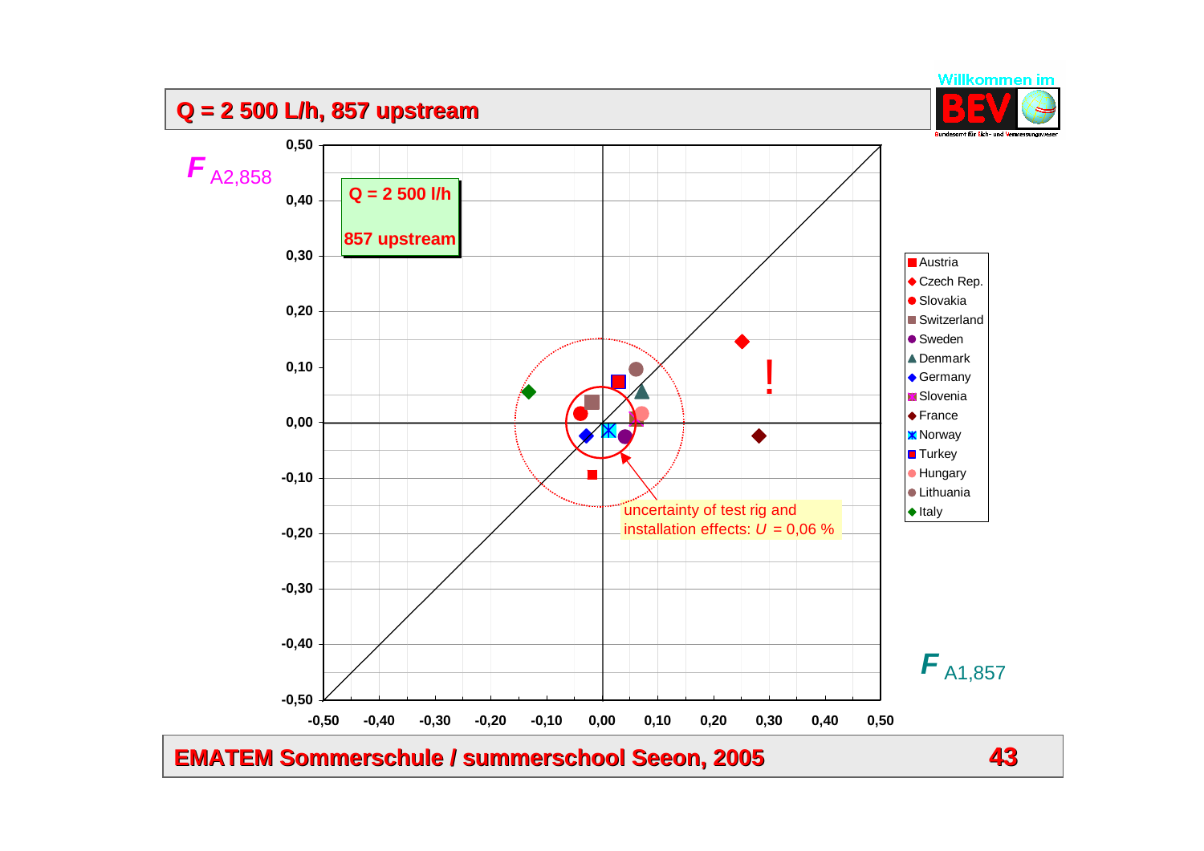# Q = 2 500 L/h, 857 upstream

$F_{A2,858}$

Q = 2 500 l/h

857 upstream

uncertainty of test rig and installation effects: $U$ = 0,06 %

!

$F_{A1,857}$

- Austria
- Czech Rep.
- Slovakia
- Switzerland
- Sweden
- Denmark
- Germany
- Slovenia
- France
- Norway
- Turkey
- Hungary
- Lithuania
- Italy

EMATEM Sommerschule / summerschool Seeon, 2005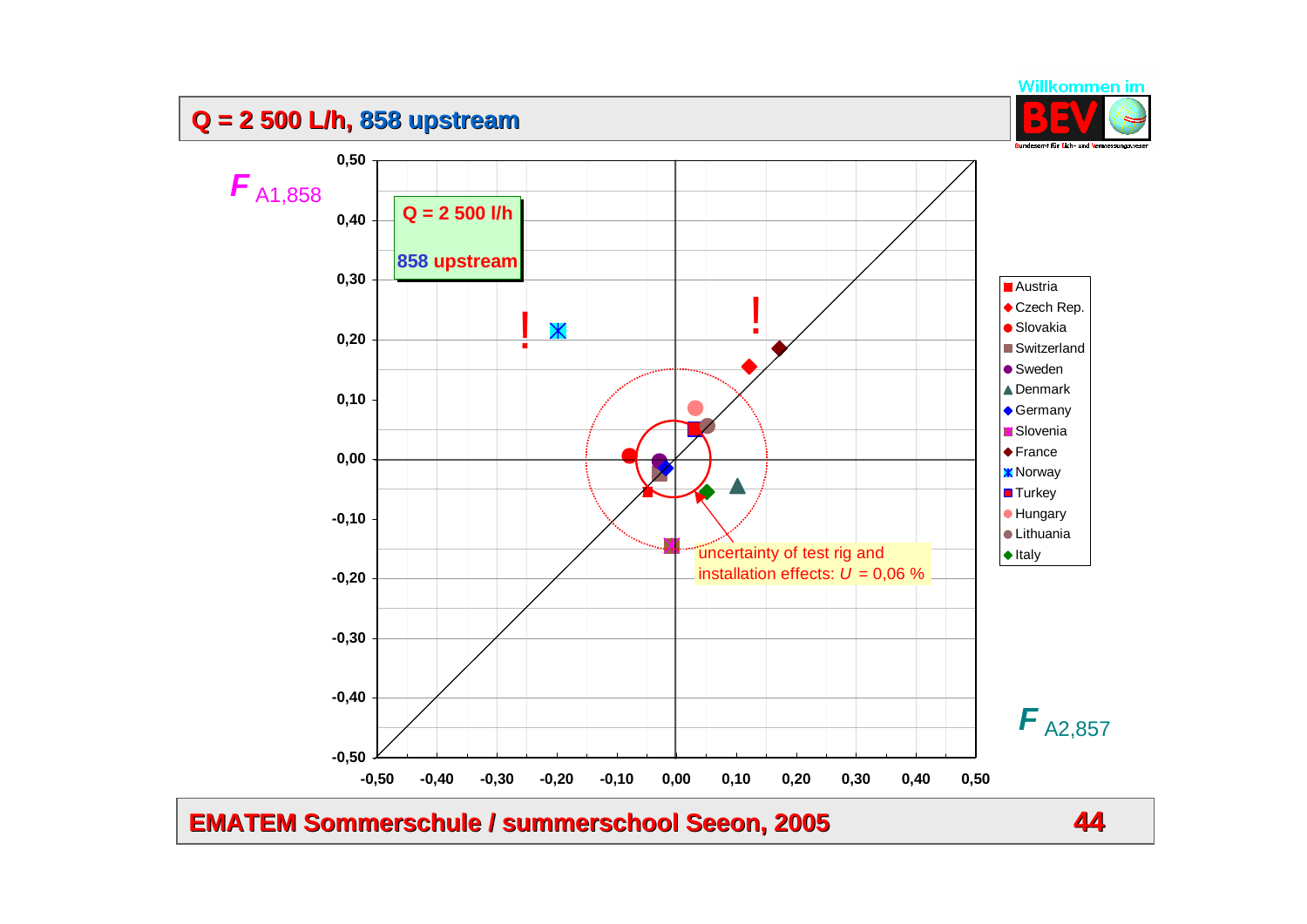# Q = 2 500 L/h, 858 upstream

$F_{A1,858}$

Q = 2 500 l/h

858 upstream

!

!

uncertainty of test rig and installation effects: $U$ = 0,06 %

- Austria
- Czech Rep.
- Slovakia
- Switzerland
- Sweden
- Denmark
- Germany
- Slovenia
- France
- Norway
- Turkey
- Hungary
- Lithuania
- Italy

$F_{A2,857}$

EMATEM Sommerschule / summerschool Seeon, 2005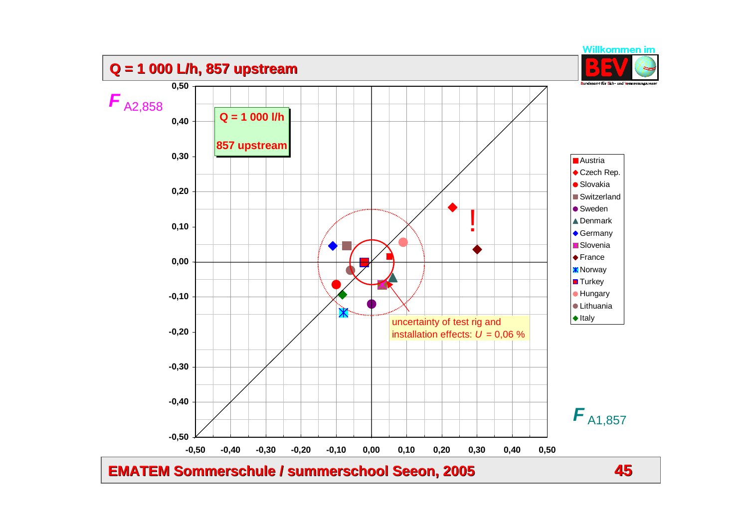# Q = 1 000 L/h, 857 upstream

$F_{A2,858}$

Q = 1 000 l/h

857 upstream

- Austria
- Czech Rep.
- Slovakia
- Switzerland
- Sweden
- Denmark
- Germany
- Slovenia
- France
- Norway
- Turkey
- Hungary
- Lithuania
- Italy

!

uncertainty of test rig and installation effects: $U$ = 0,06 %

$F_{A1,857}$

EMATEM Sommerschule / summerschool Seeon, 2005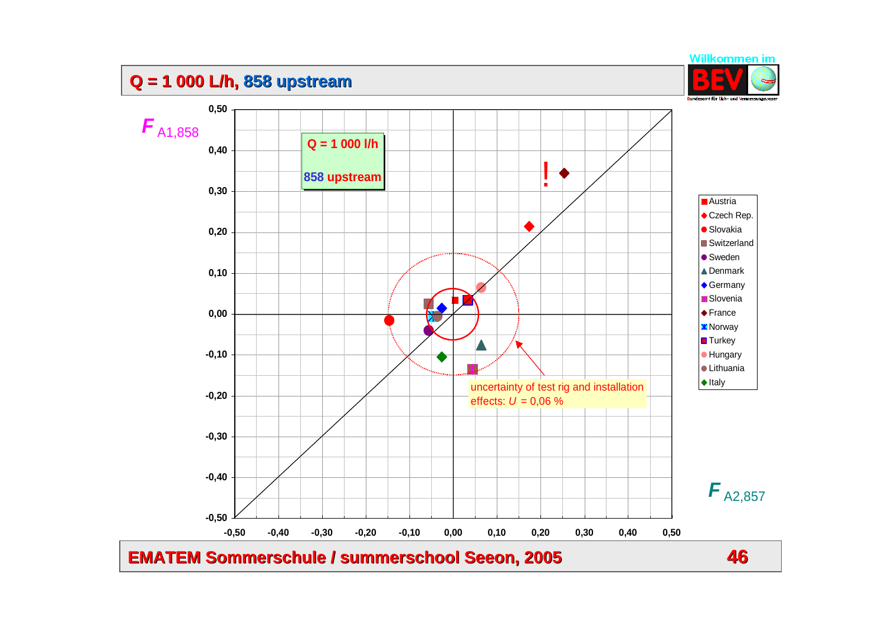# Q = 1 000 L/h, 858 upstream

$F_{A1,858}$

**Q = 1 000 l/h**

**858 upstream**

!

uncertainty of test rig and installation effects: $U$ = 0,06 %

Legend: Austria, Czech Rep., Slovakia, Switzerland, Sweden, Denmark, Germany, Slovenia, France, Norway, Turkey, Hungary, Lithuania, Italy

$F_{A2,857}$

Y-axis: 0,50; 0,40; 0,30; 0,20; 0,10; 0,00; -0,10; -0,20; -0,30; -0,40; -0,50

X-axis: -0,50; -0,40; -0,30; -0,20; -0,10; 0,00; 0,10; 0,20; 0,30; 0,40; 0,50

**EMATEM Sommerschule / summerschool Seeon, 2005**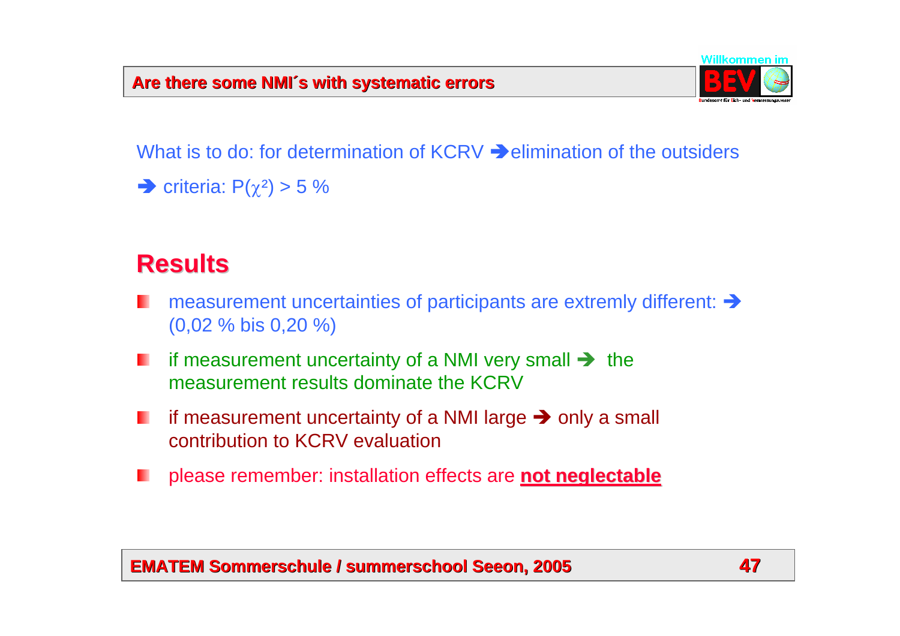## Are there some NMI´s with systematic errors

What is to do: for determination of KCRV ➔ elimination of the outsiders

➔ criteria: $P(\chi^2) > 5\ \%$

# Results

- measurement uncertainties of participants are extremly different: ➔ (0,02 % bis 0,20 %)
- if measurement uncertainty of a NMI very small ➔ the measurement results dominate the KCRV
- if measurement uncertainty of a NMI large ➔ only a small contribution to KCRV evaluation
- please remember: installation effects are **not neglectable**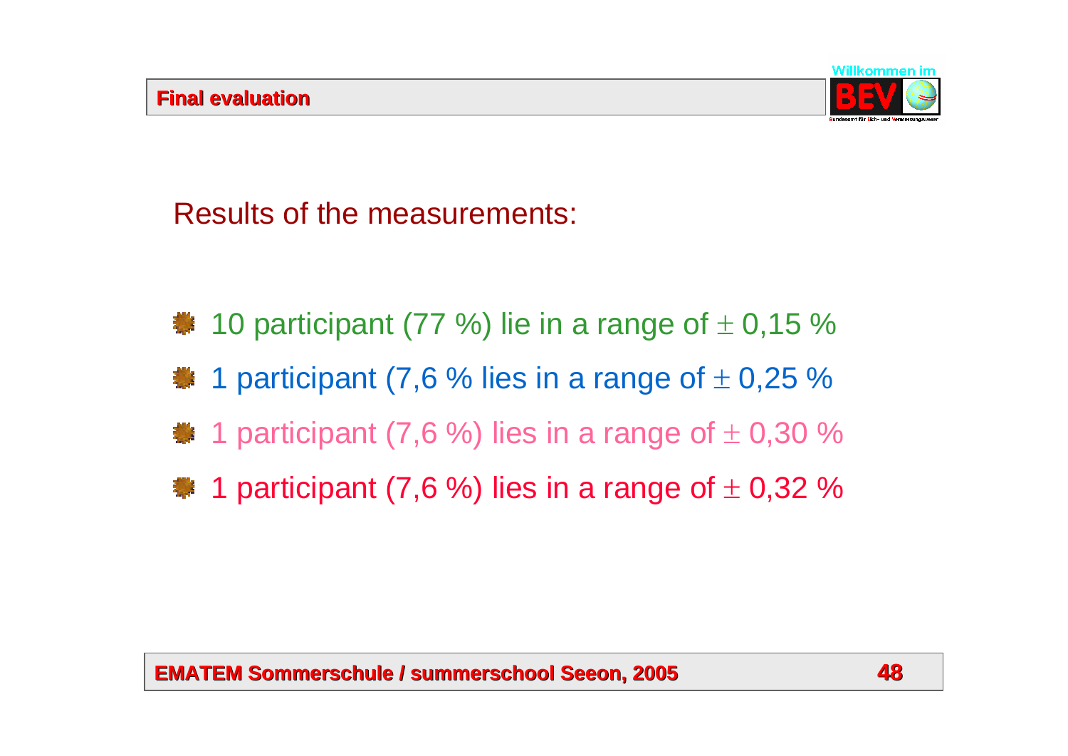## Final evaluation

Results of the measurements:

- 10 participant (77 %) lie in a range of ± 0,15 %
- 1 participant (7,6 % lies in a range of ± 0,25 %
- 1 participant (7,6 %) lies in a range of ± 0,30 %
- 1 participant (7,6 %) lies in a range of ± 0,32 %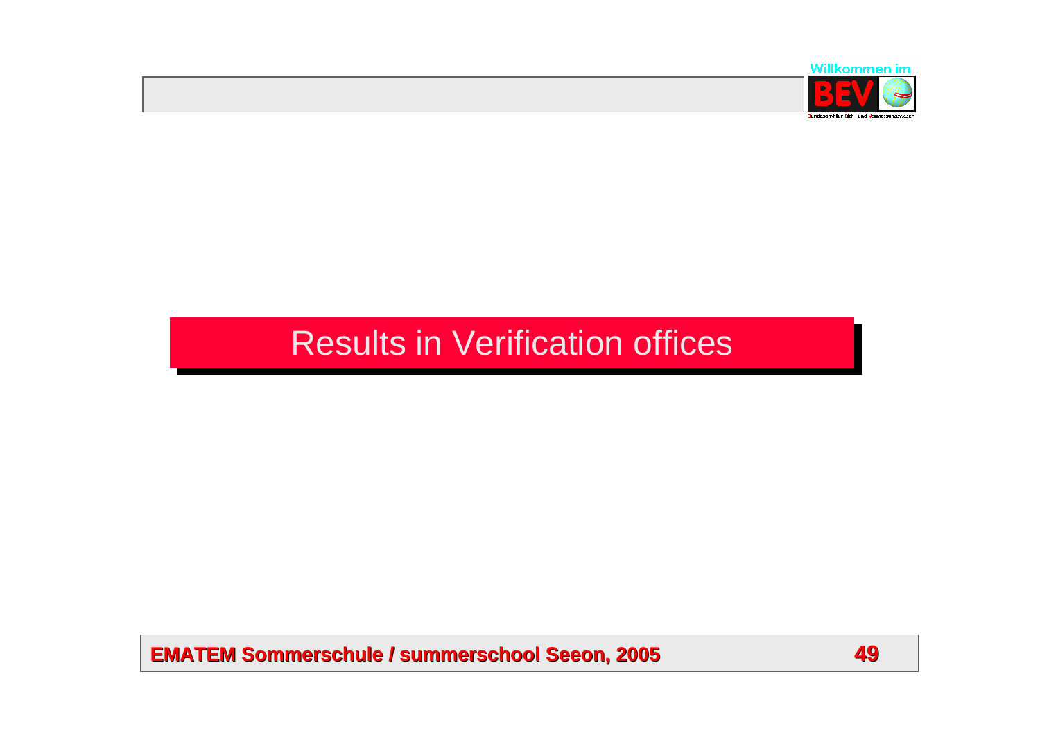# Results in Verification offices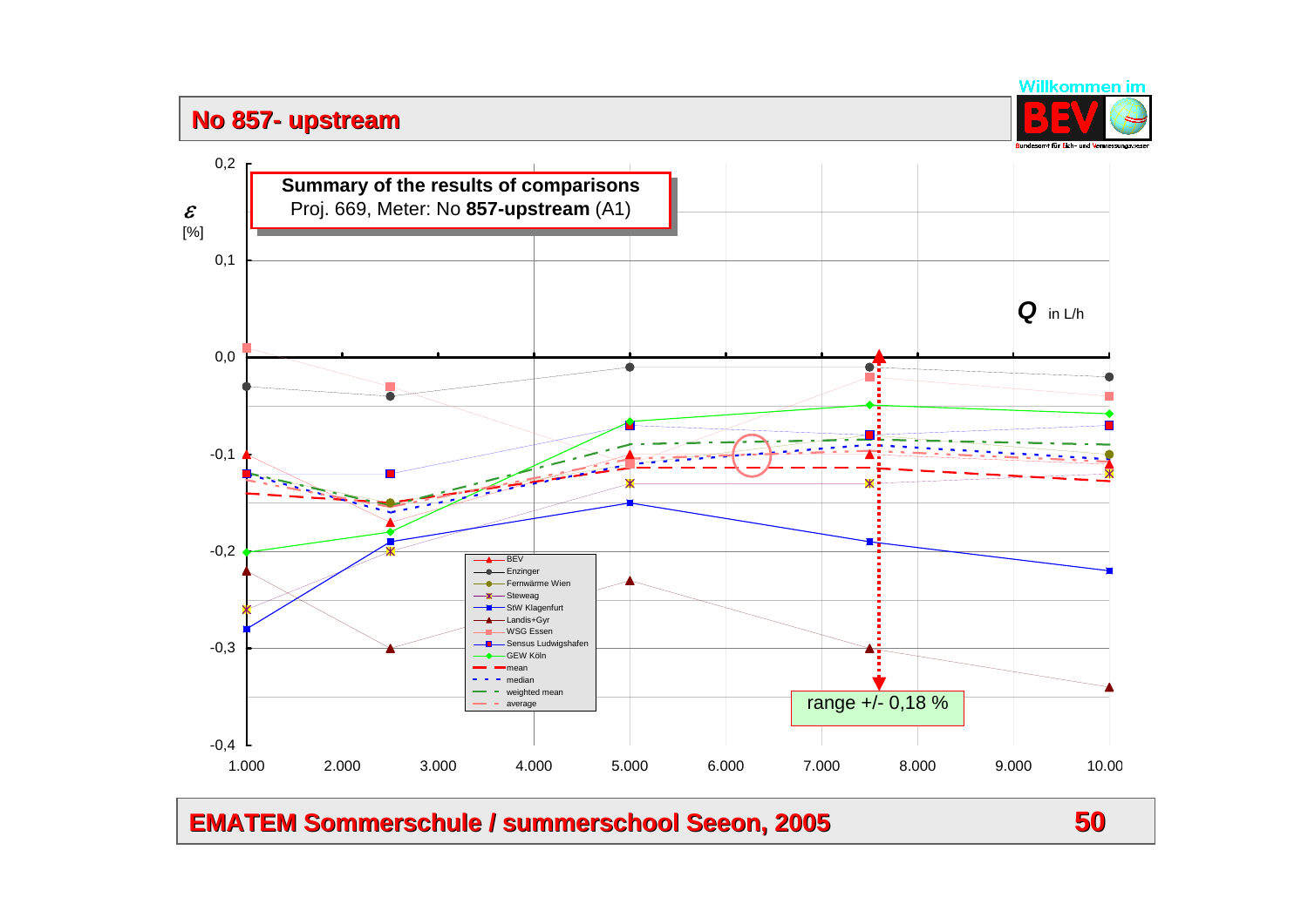# No 857- upstream

**Summary of the results of comparisons**
Proj. 669, Meter: No **857-upstream** (A1)

$\varepsilon$ [%]

$Q$ in L/h

Legend: BEV, Enzinger, Fernwärme Wien, Steweag, StW Klagenfurt, Landis+Gyr, WSG Essen, Sensus Ludwigshafen, GEW Köln, mean, median, weighted mean, average

range +/- 0,18 %

**EMATEM Sommerschule / summerschool Seeon, 2005**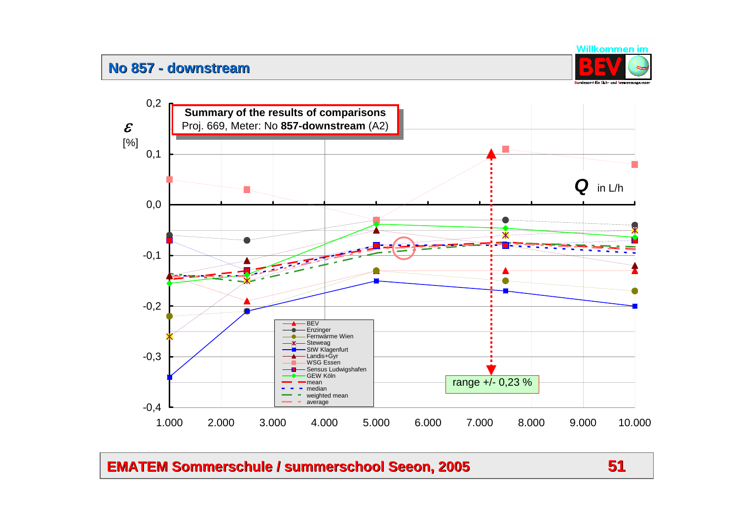## No 857 - downstream

**Summary of the results of comparisons**
Proj. 669, Meter: No **857-downstream** (A2)

$\varepsilon$ [%]

$Q$ in L/h

range +/- 0,23 %

Legend: BEV, Enzinger, Fernwärme Wien, Steweag, StW Klagenfurt, Landis+Gyr, WSG Essen, Sensus Ludwigshafen, GEW Köln, mean, median, weighted mean, average

EMATEM Sommerschule / summerschool Seeon, 2005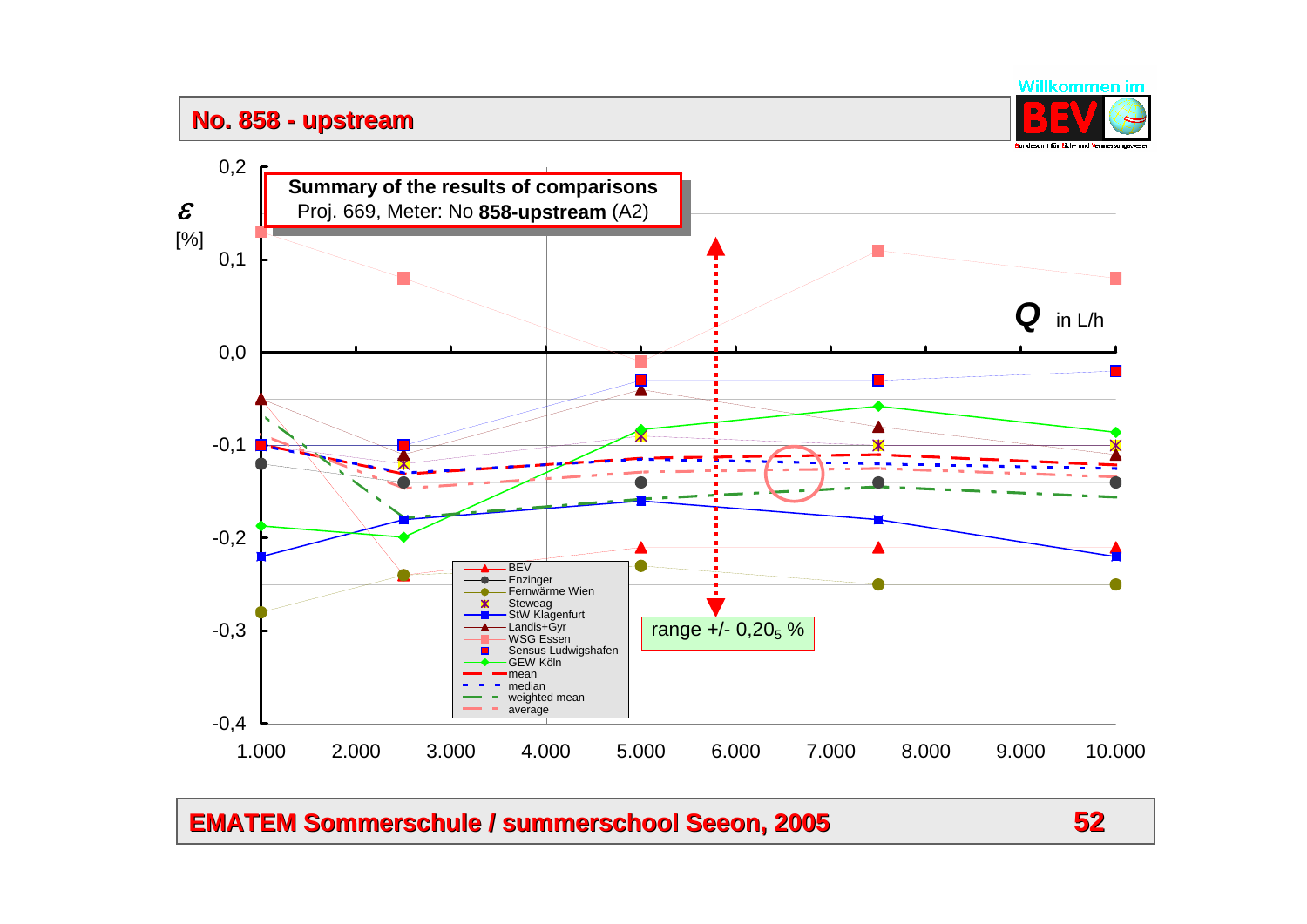## No. 858 - upstream

**Summary of the results of comparisons**
Proj. 669, Meter: No **858-upstream** (A2)

$\varepsilon$ [%]

0,2
0,1
0,0
-0,1
-0,2
-0,3
-0,4

***Q*** in L/h

1.000 2.000 3.000 4.000 5.000 6.000 7.000 8.000 9.000 10.000

- BEV
- Enzinger
- Fernwärme Wien
- Steweag
- StW Klagenfurt
- Landis+Gyr
- WSG Essen
- Sensus Ludwigshafen
- GEW Köln
- mean
- median
- weighted mean
- average

range +/- $0{,}20_5$ %

**EMATEM Sommerschule / summerschool Seeon, 2005**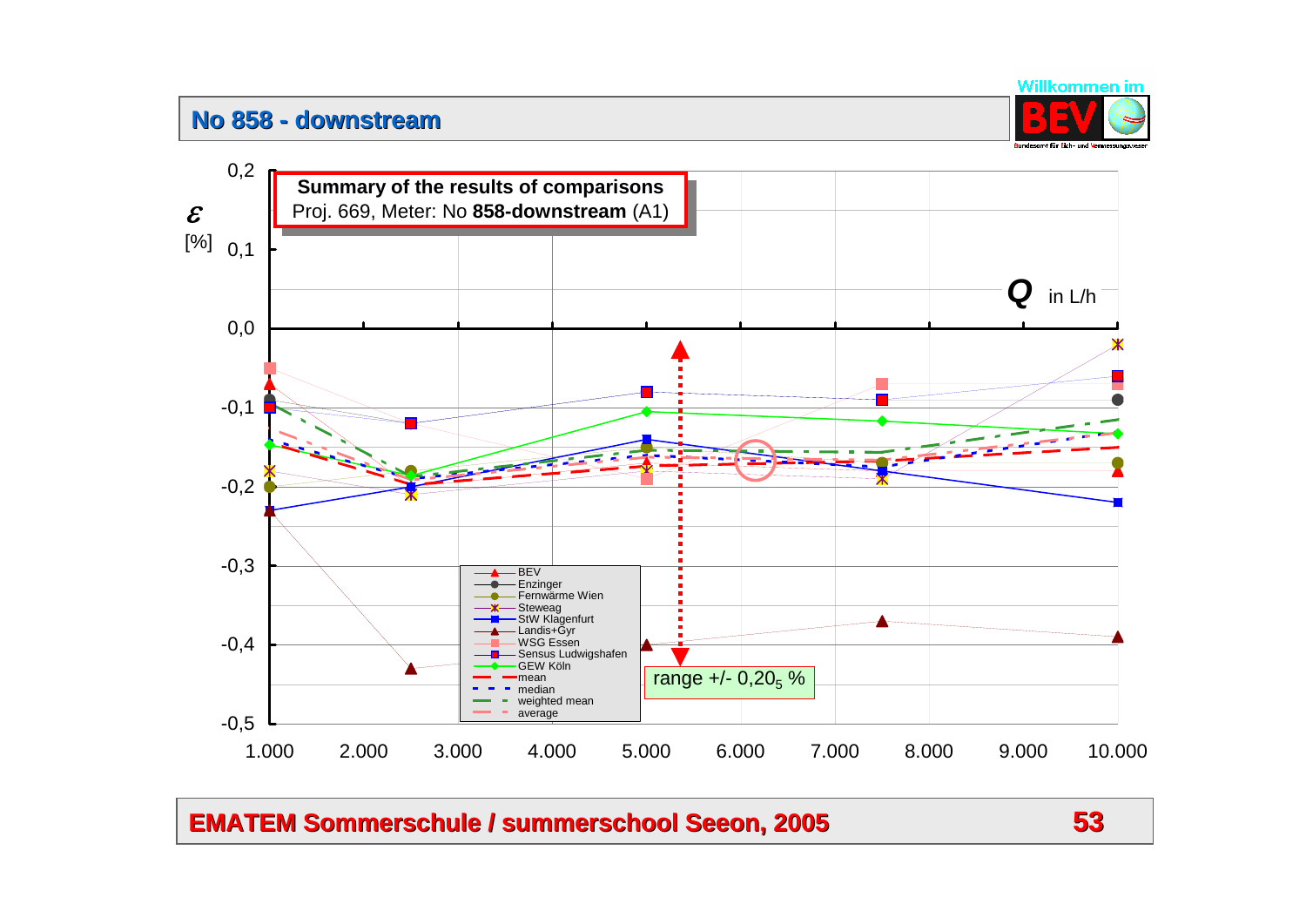# No 858 - downstream

**Summary of the results of comparisons**
Proj. 669, Meter: No **858-downstream** (A1)

$\varepsilon$ [%]

0,2
0,1
0,0
-0,1
-0,2
-0,3
-0,4
-0,5

$Q$ in L/h

1.000 2.000 3.000 4.000 5.000 6.000 7.000 8.000 9.000 10.000

- BEV
- Enzinger
- Fernwärme Wien
- Steweag
- StW Klagenfurt
- Landis+Gyr
- WSG Essen
- Sensus Ludwigshafen
- GEW Köln
- mean
- median
- weighted mean
- average

range +/- $0{,}20_5$ %

**EMATEM Sommerschule / summerschool Seeon, 2005**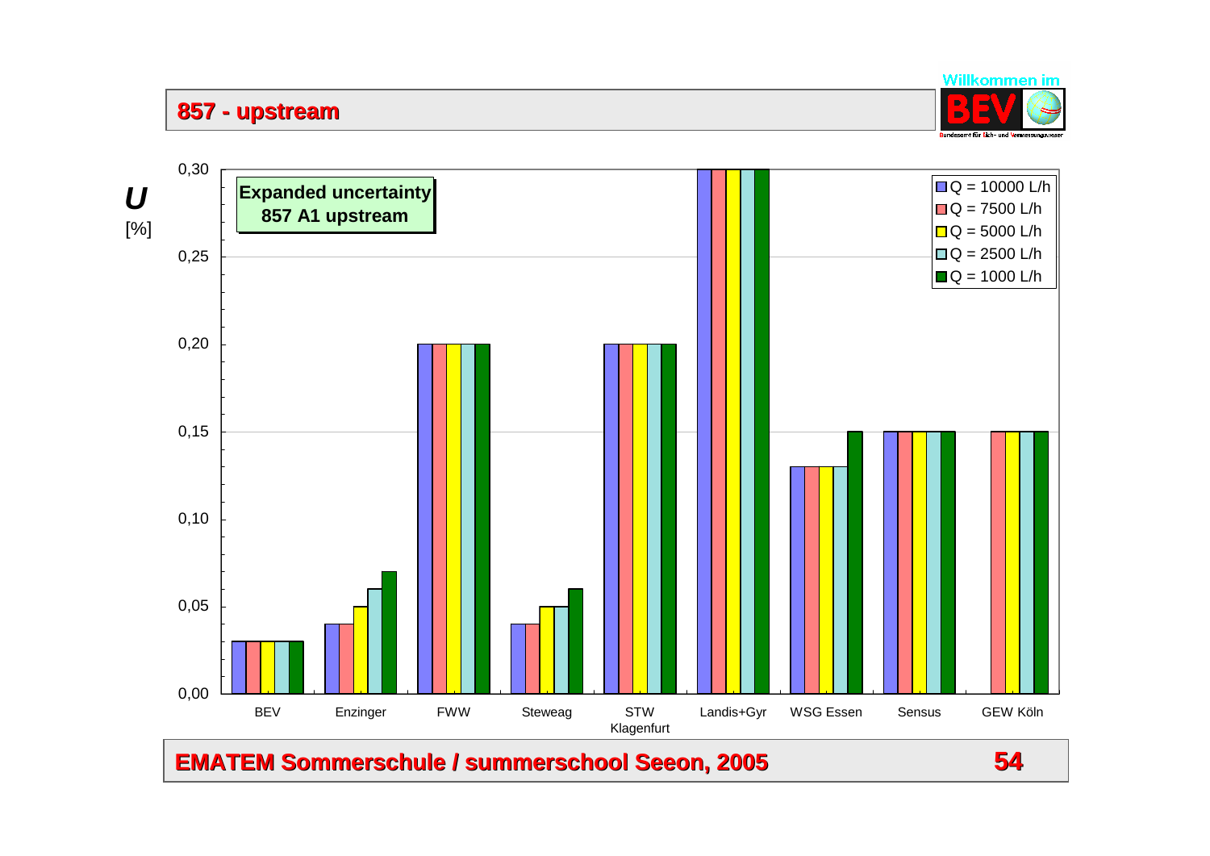## 857 - upstream

**Expanded uncertainty 857 A1 upstream**

*U* [%]

| Lab | Q = 10000 L/h | Q = 7500 L/h | Q = 5000 L/h | Q = 2500 L/h | Q = 1000 L/h |
|---|---|---|---|---|---|
| BEV | 0,03 | 0,03 | 0,03 | 0,03 | 0,03 |
| Enzinger | 0,04 | 0,04 | 0,05 | 0,06 | 0,07 |
| FWW | 0,20 | 0,20 | 0,20 | 0,20 | 0,20 |
| Steweag | 0,04 | 0,04 | 0,05 | 0,05 | 0,06 |
| STW Klagenfurt | 0,20 | 0,20 | 0,20 | 0,20 | 0,20 |
| Landis+Gyr | 0,30 | 0,30 | 0,30 | 0,30 | 0,30 |
| WSG Essen | 0,13 | 0,13 | 0,13 | 0,13 | 0,15 |
| Sensus | 0,15 | 0,15 | 0,15 | 0,15 | 0,15 |
| GEW Köln | | 0,15 | 0,15 | 0,15 | 0,15 |

**EMATEM Sommerschule / summerschool Seeon, 2005**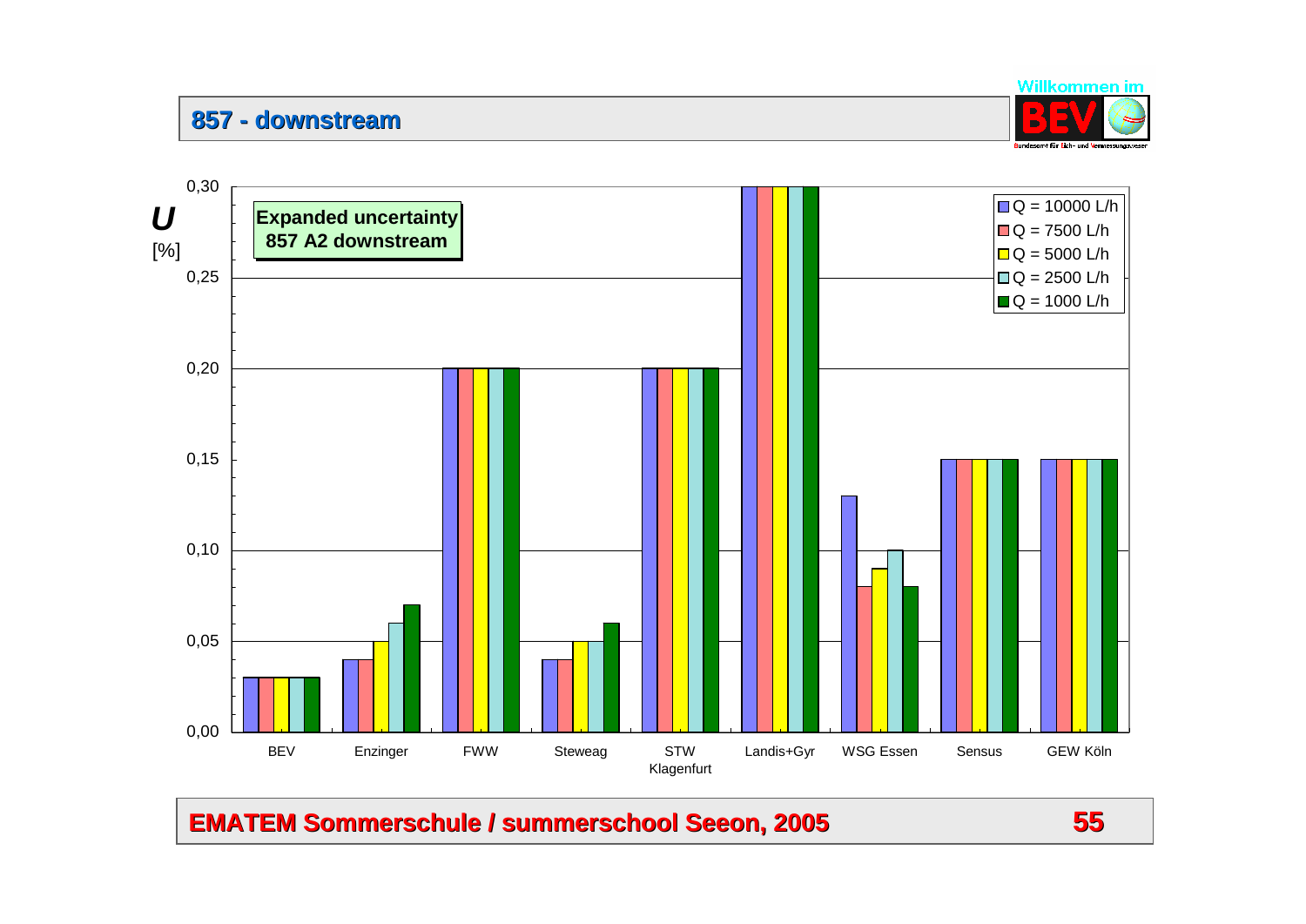## 857 - downstream

**Expanded uncertainty 857 A2 downstream**

*U* [%]

| | Q = 10000 L/h | Q = 7500 L/h | Q = 5000 L/h | Q = 2500 L/h | Q = 1000 L/h |
|---|---|---|---|---|---|
| BEV | 0,03 | 0,03 | 0,03 | 0,03 | 0,03 |
| Enzinger | 0,04 | 0,04 | 0,05 | 0,06 | 0,07 |
| FWW | 0,20 | 0,20 | 0,20 | 0,20 | 0,20 |
| Steweag | 0,04 | 0,04 | 0,05 | 0,05 | 0,06 |
| STW Klagenfurt | 0,20 | 0,20 | 0,20 | 0,20 | 0,20 |
| Landis+Gyr | 0,30 | 0,30 | 0,30 | 0,30 | 0,30 |
| WSG Essen | 0,13 | 0,08 | 0,09 | 0,10 | 0,08 |
| Sensus | 0,15 | 0,15 | 0,15 | 0,15 | 0,15 |
| GEW Köln | 0,15 | 0,15 | 0,15 | 0,15 | 0,15 |

**EMATEM Sommerschule / summerschool Seeon, 2005**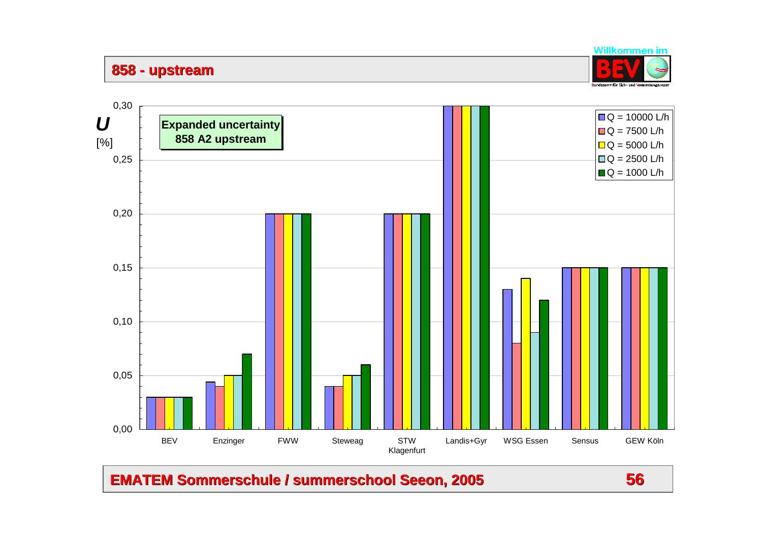# 858 - upstream

**Expanded uncertainty 858 A2 upstream**

*U* [%]

| | Q = 10000 L/h | Q = 7500 L/h | Q = 5000 L/h | Q = 2500 L/h | Q = 1000 L/h |
|---|---|---|---|---|---|
| BEV | 0,03 | 0,03 | 0,03 | 0,03 | 0,03 |
| Enzinger | 0,044 | 0,04 | 0,05 | 0,05 | 0,07 |
| FWW | 0,20 | 0,20 | 0,20 | 0,20 | 0,20 |
| Steweag | 0,04 | 0,04 | 0,05 | 0,05 | 0,06 |
| STW Klagenfurt | 0,20 | 0,20 | 0,20 | 0,20 | 0,20 |
| Landis+Gyr | 0,30 | 0,30 | 0,30 | 0,30 | 0,30 |
| WSG Essen | 0,13 | 0,08 | 0,14 | 0,09 | 0,12 |
| Sensus | 0,15 | 0,15 | 0,15 | 0,15 | 0,15 |
| GEW Köln | 0,15 | 0,15 | 0,15 | 0,15 | 0,15 |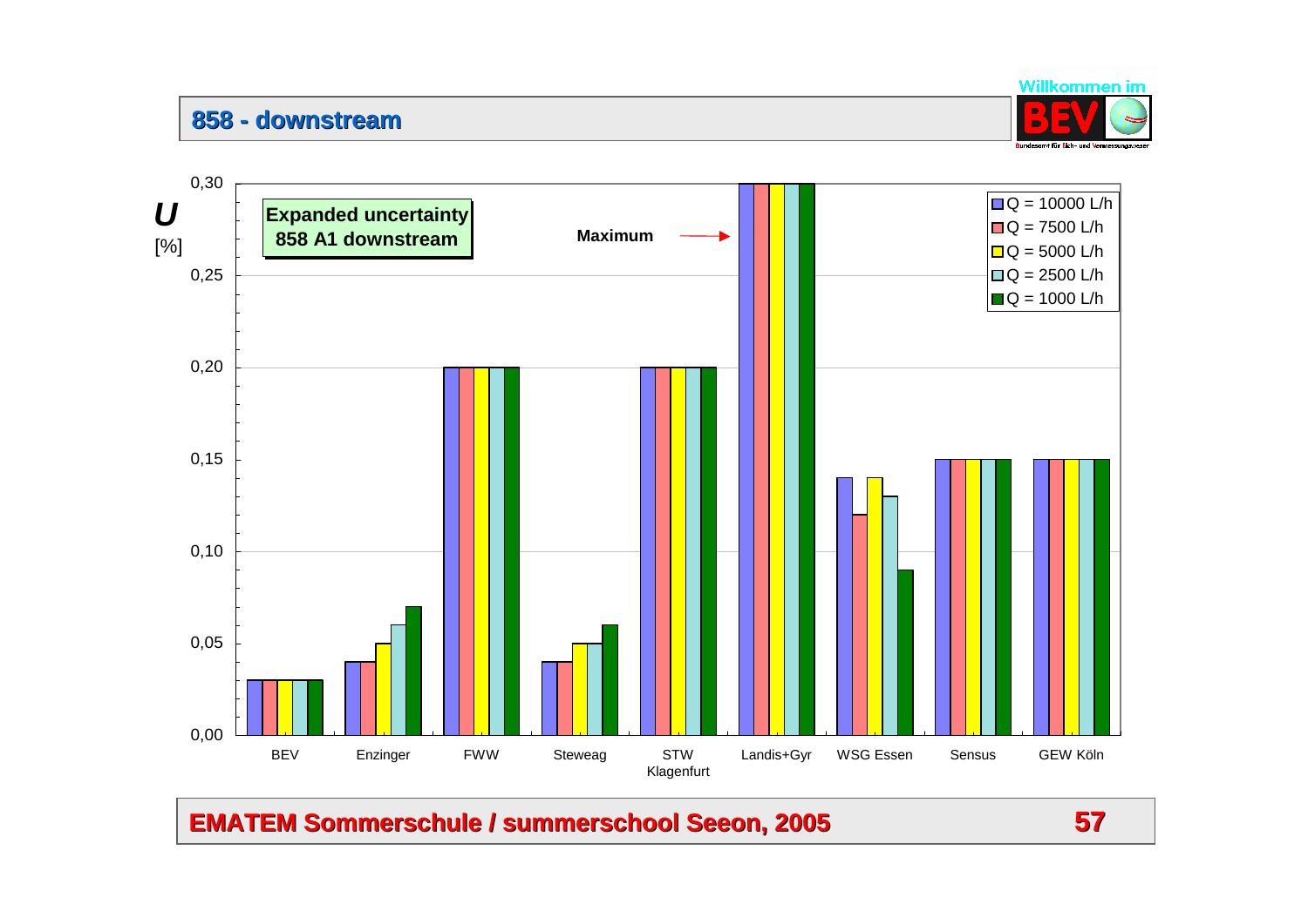## 858 - downstream

**Expanded uncertainty 858 A1 downstream**

*U* [%]

| Laboratory | Q = 10000 L/h | Q = 7500 L/h | Q = 5000 L/h | Q = 2500 L/h | Q = 1000 L/h |
|---|---|---|---|---|---|
| BEV | 0,03 | 0,03 | 0,03 | 0,03 | 0,03 |
| Enzinger | 0,04 | 0,04 | 0,05 | 0,06 | 0,07 |
| FWW | 0,20 | 0,20 | 0,20 | 0,20 | 0,20 |
| Steweag | 0,04 | 0,04 | 0,05 | 0,05 | 0,06 |
| STW Klagenfurt | 0,20 | 0,20 | 0,20 | 0,20 | 0,20 |
| Landis+Gyr | 0,30 | 0,30 | 0,30 | 0,30 | 0,30 |
| WSG Essen | 0,14 | 0,12 | 0,14 | 0,13 | 0,09 |
| Sensus | 0,15 | 0,15 | 0,15 | 0,15 | 0,15 |
| GEW Köln | 0,15 | 0,15 | 0,15 | 0,15 | 0,15 |

Maximum → (Landis+Gyr)

**EMATEM Sommerschule / summerschool Seeon, 2005**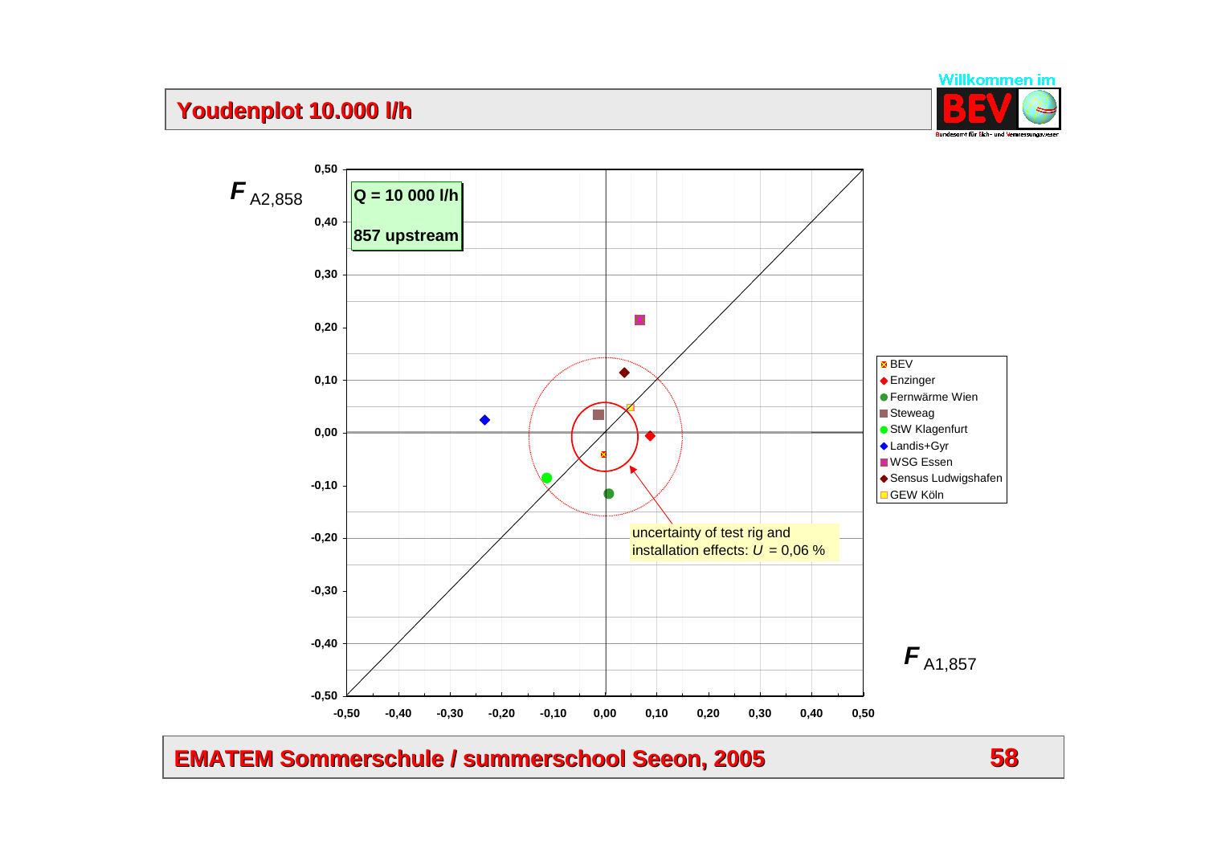# Youdenplot 10.000 l/h

$F_{A2,858}$

**Q = 10 000 l/h**

**857 upstream**

uncertainty of test rig and installation effects: $U$ = 0,06 %

$F_{A1,857}$

- BEV
- Enzinger
- Fernwärme Wien
- Steweag
- StW Klagenfurt
- Landis+Gyr
- WSG Essen
- Sensus Ludwigshafen
- GEW Köln

**EMATEM Sommerschule / summerschool Seeon, 2005**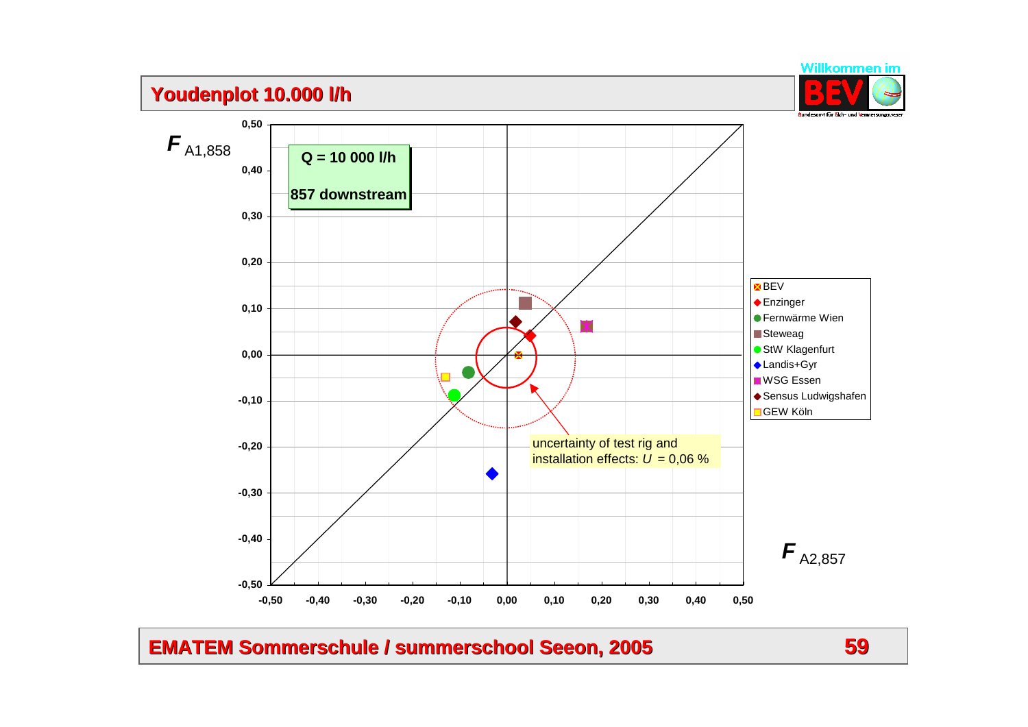# Youdenplot 10.000 l/h

$F_{A1,858}$

**Q = 10 000 l/h**

**857 downstream**

uncertainty of test rig and installation effects: $U$ = 0,06 %

$F_{A2,857}$

Legend:
- BEV
- Enzinger
- Fernwärme Wien
- Steweag
- StW Klagenfurt
- Landis+Gyr
- WSG Essen
- Sensus Ludwigshafen
- GEW Köln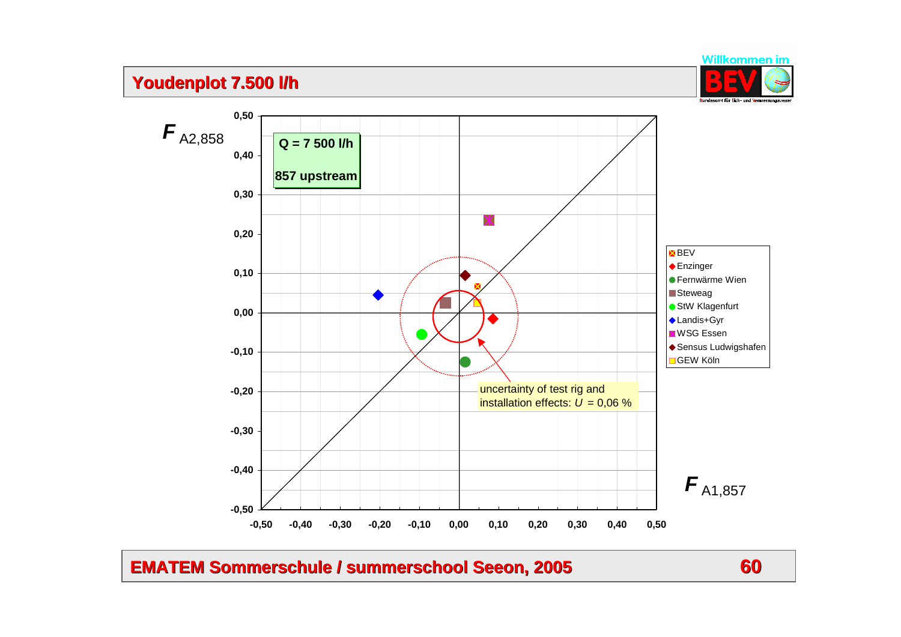# Youdenplot 7.500 l/h

$F_{A2,858}$

**Q = 7 500 l/h**

**857 upstream**

- BEV
- Enzinger
- Fernwärme Wien
- Steweag
- StW Klagenfurt
- Landis+Gyr
- WSG Essen
- Sensus Ludwigshafen
- GEW Köln

uncertainty of test rig and installation effects: $U$ = 0,06 %

$F_{A1,857}$

**EMATEM Sommerschule / summerschool Seeon, 2005**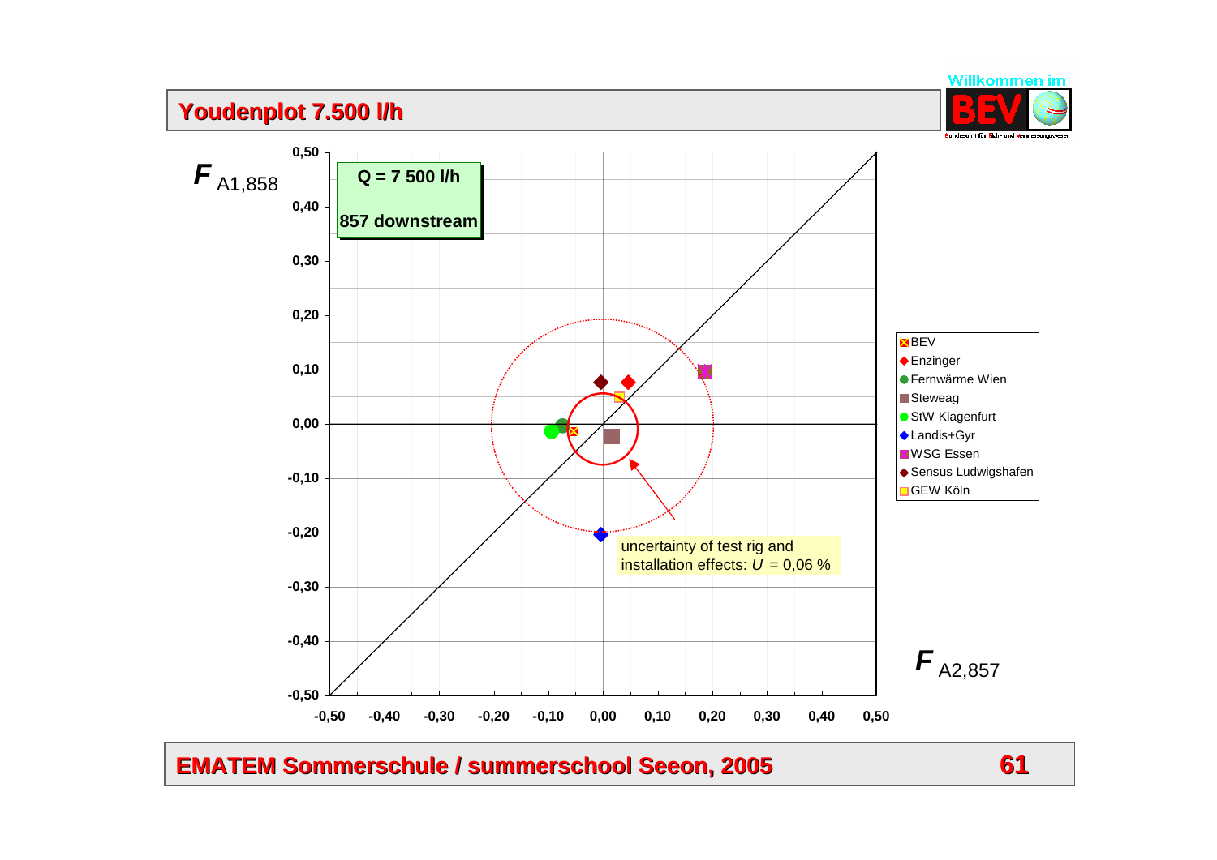# Youdenplot 7.500 l/h

$F_{A1,858}$

Q = 7 500 l/h

857 downstream

uncertainty of test rig and installation effects: $U$ = 0,06 %

- BEV
- Enzinger
- Fernwärme Wien
- Steweag
- StW Klagenfurt
- Landis+Gyr
- WSG Essen
- Sensus Ludwigshafen
- GEW Köln

$F_{A2,857}$

0,50; 0,40; 0,30; 0,20; 0,10; 0,00; -0,10; -0,20; -0,30; -0,40; -0,50

-0,50; -0,40; -0,30; -0,20; -0,10; 0,00; 0,10; 0,20; 0,30; 0,40; 0,50

EMATEM Sommerschule / summerschool Seeon, 2005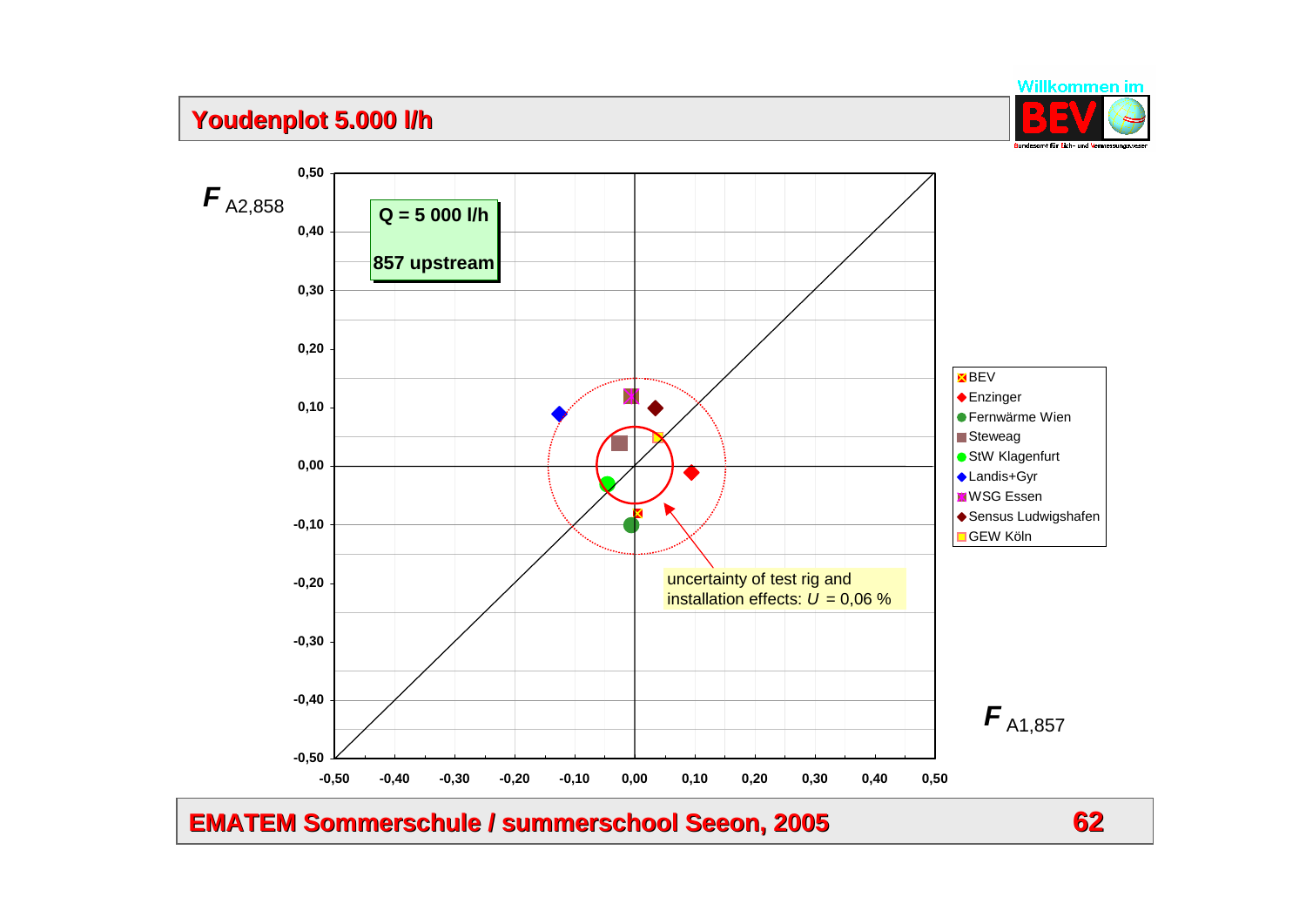# Youdenplot 5.000 l/h

$F_{A2,858}$

**Q = 5 000 l/h**

**857 upstream**

uncertainty of test rig and installation effects: $U$ = 0,06 %

$F_{A1,857}$

- BEV
- Enzinger
- Fernwärme Wien
- Steweag
- StW Klagenfurt
- Landis+Gyr
- WSG Essen
- Sensus Ludwigshafen
- GEW Köln

**EMATEM Sommerschule / summerschool Seeon, 2005**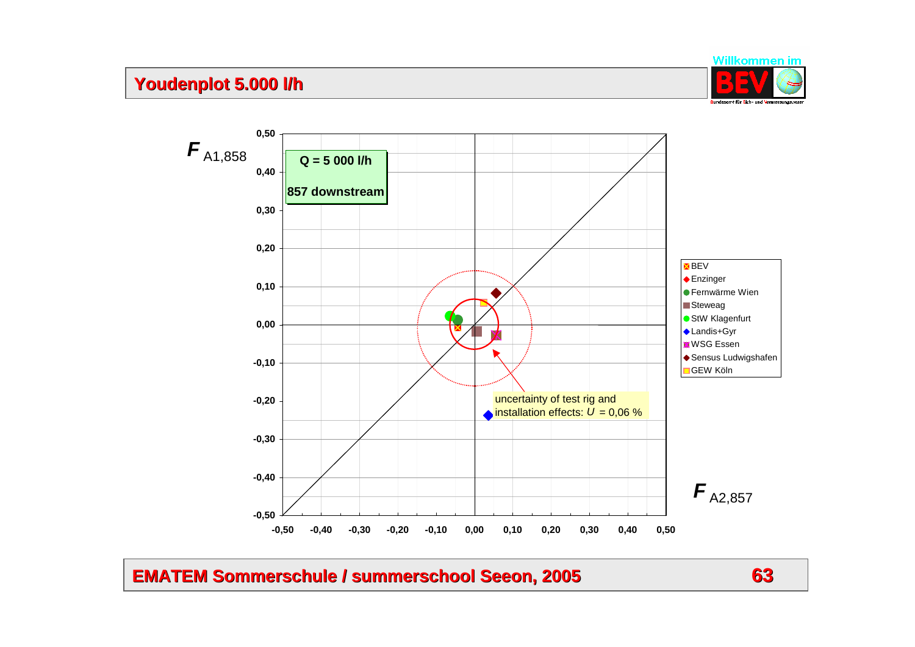## Youdenplot 5.000 l/h

Willkommen im BEV

Bundesamt für Eich- und Vermessungswesen

$F_{A1,858}$

Q = 5 000 l/h

857 downstream

uncertainty of test rig and installation effects: $U$ = 0,06 %

$F_{A2,857}$

- BEV
- Enzinger
- Fernwärme Wien
- Steweag
- StW Klagenfurt
- Landis+Gyr
- WSG Essen
- Sensus Ludwigshafen
- GEW Köln

**EMATEM Sommerschule / summerschool Seeon, 2005**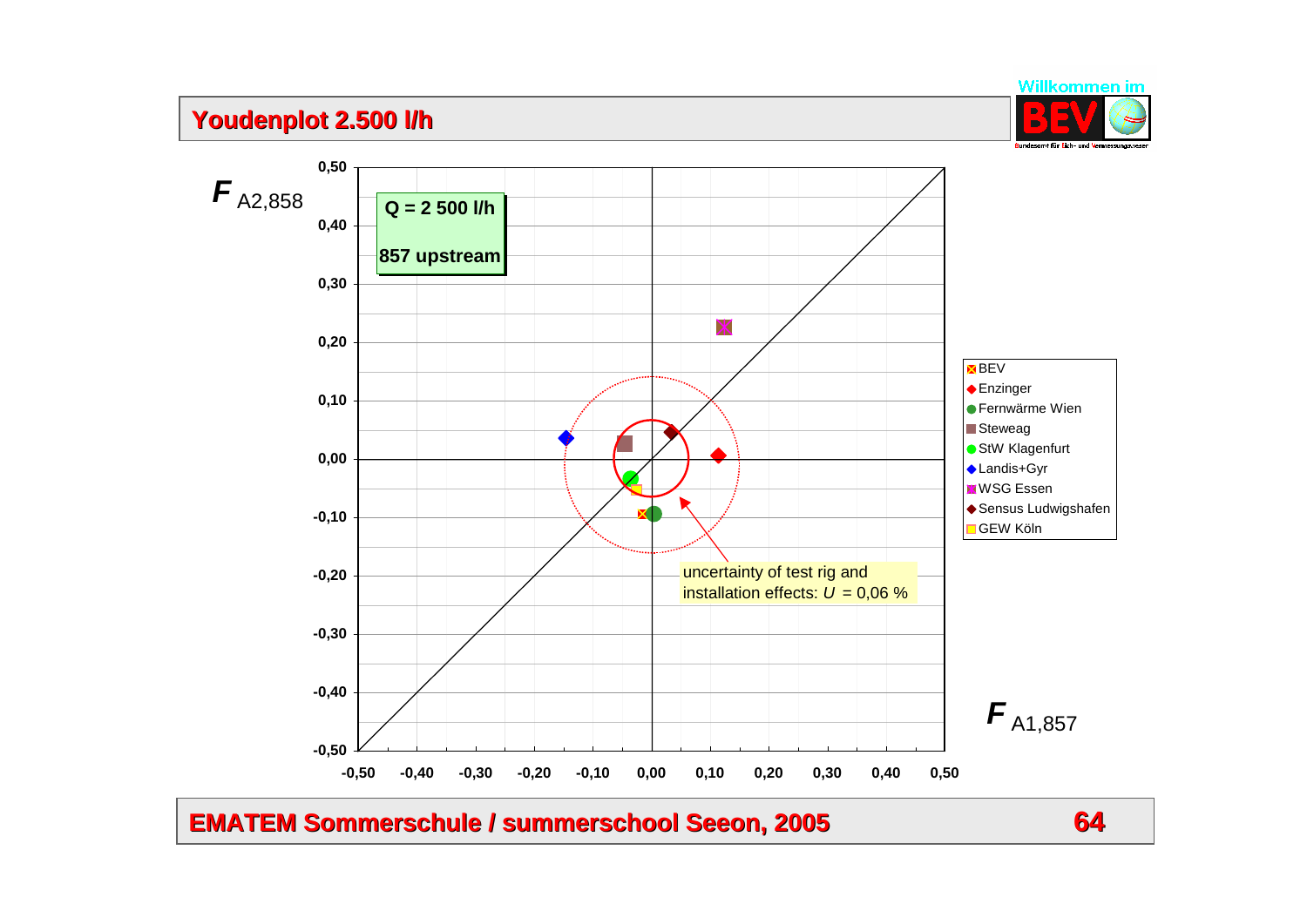# Youdenplot 2.500 l/h

$F_{A2,858}$

**Q = 2 500 l/h**

**857 upstream**

0,50
0,40
0,30
0,20
0,10
0,00
-0,10
-0,20
-0,30
-0,40
-0,50

-0,50 -0,40 -0,30 -0,20 -0,10 0,00 0,10 0,20 0,30 0,40 0,50

$F_{A1,857}$

- BEV
- Enzinger
- Fernwärme Wien
- Steweag
- StW Klagenfurt
- Landis+Gyr
- WSG Essen
- Sensus Ludwigshafen
- GEW Köln

uncertainty of test rig and installation effects: $U$ = 0,06 %

**EMATEM Sommerschule / summerschool Seeon, 2005**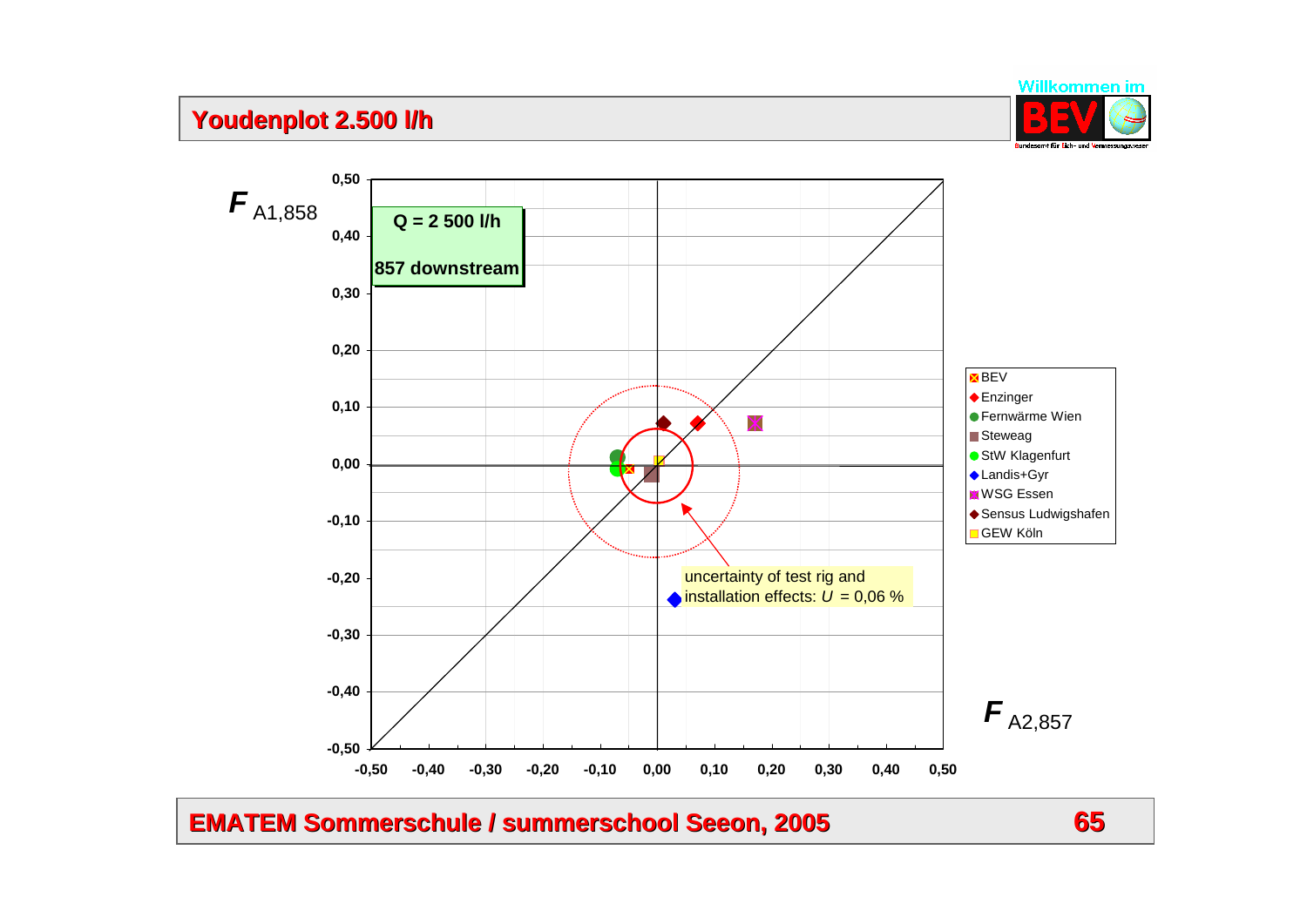# Youdenplot 2.500 l/h

$F_{A1,858}$

**Q = 2 500 l/h**

**857 downstream**

uncertainty of test rig and installation effects: $U$ = 0,06 %

$F_{A2,857}$

- BEV
- Enzinger
- Fernwärme Wien
- Steweag
- StW Klagenfurt
- Landis+Gyr
- WSG Essen
- Sensus Ludwigshafen
- GEW Köln

Y-axis: 0,50; 0,40; 0,30; 0,20; 0,10; 0,00; -0,10; -0,20; -0,30; -0,40; -0,50

X-axis: -0,50; -0,40; -0,30; -0,20; -0,10; 0,00; 0,10; 0,20; 0,30; 0,40; 0,50

**EMATEM Sommerschule / summerschool Seeon, 2005**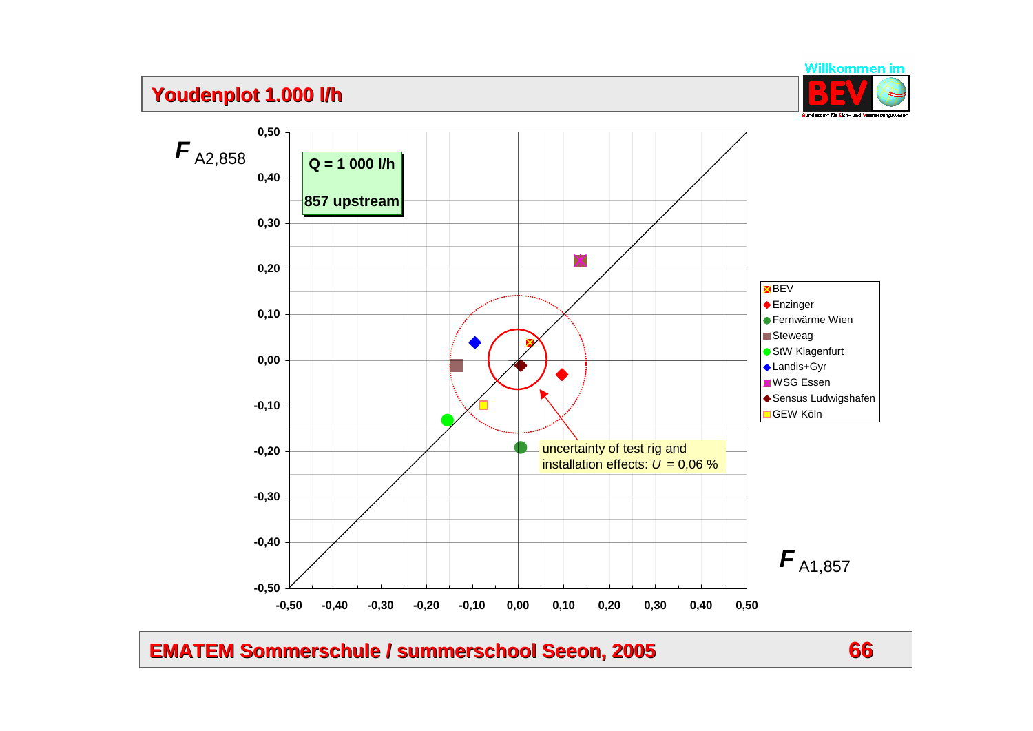# Youdenplot 1.000 l/h

$F_{A2,858}$

**Q = 1 000 l/h**

**857 upstream**

uncertainty of test rig and installation effects: $U$ = 0,06 %

$F_{A1,857}$

- BEV
- Enzinger
- Fernwärme Wien
- Steweag
- StW Klagenfurt
- Landis+Gyr
- WSG Essen
- Sensus Ludwigshafen
- GEW Köln

EMATEM Sommerschule / summerschool Seeon, 2005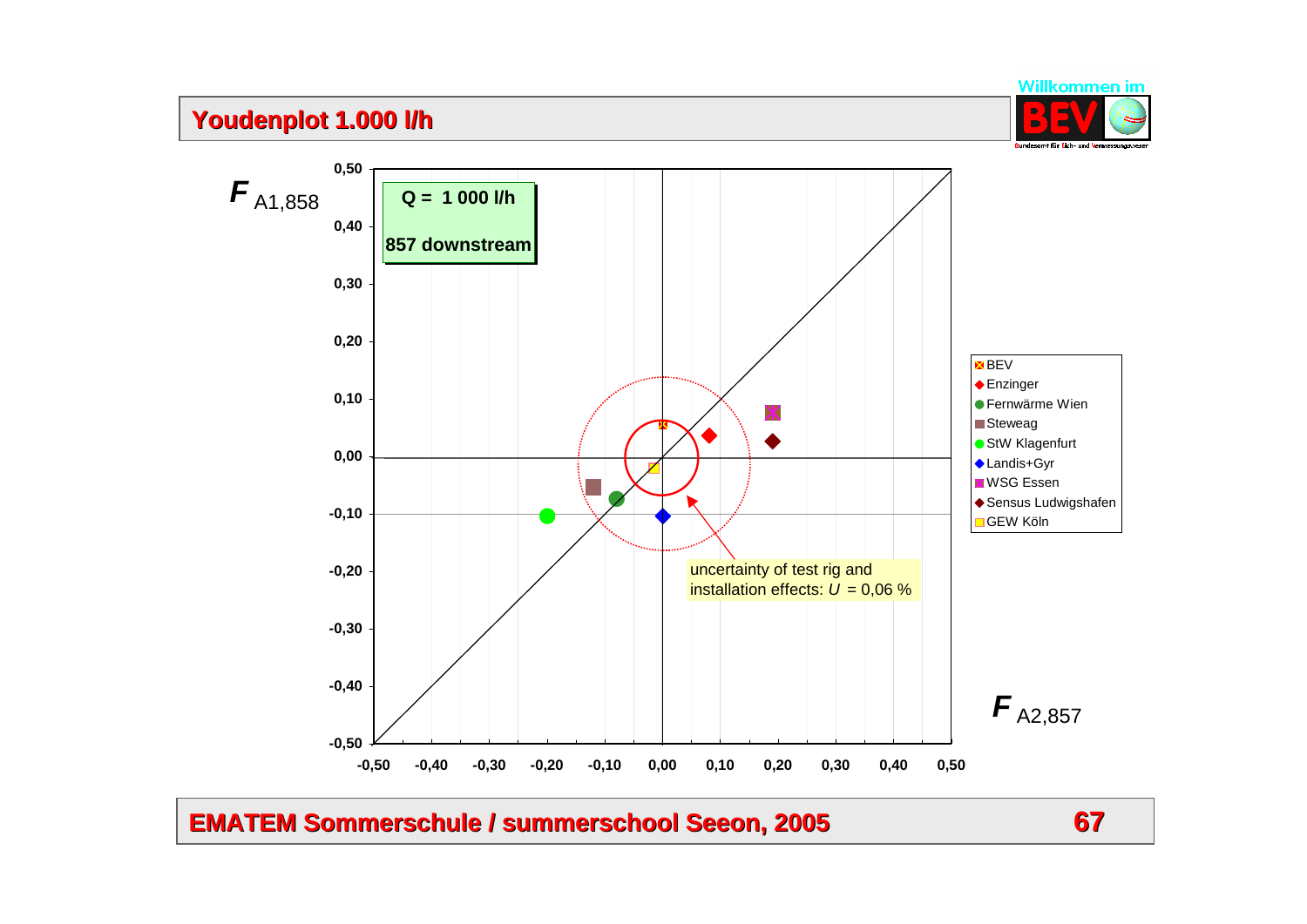# Youdenplot 1.000 l/h

$F_{A1,858}$

Q = 1 000 l/h

857 downstream

0,50
0,40
0,30
0,20
0,10
0,00
-0,10
-0,20
-0,30
-0,40
-0,50

-0,50 -0,40 -0,30 -0,20 -0,10 0,00 0,10 0,20 0,30 0,40 0,50

$F_{A2,857}$

uncertainty of test rig and installation effects: $U$ = 0,06 %

BEV
Enzinger
Fernwärme Wien
Steweag
StW Klagenfurt
Landis+Gyr
WSG Essen
Sensus Ludwigshafen
GEW Köln

EMATEM Sommerschule / summerschool Seeon, 2005